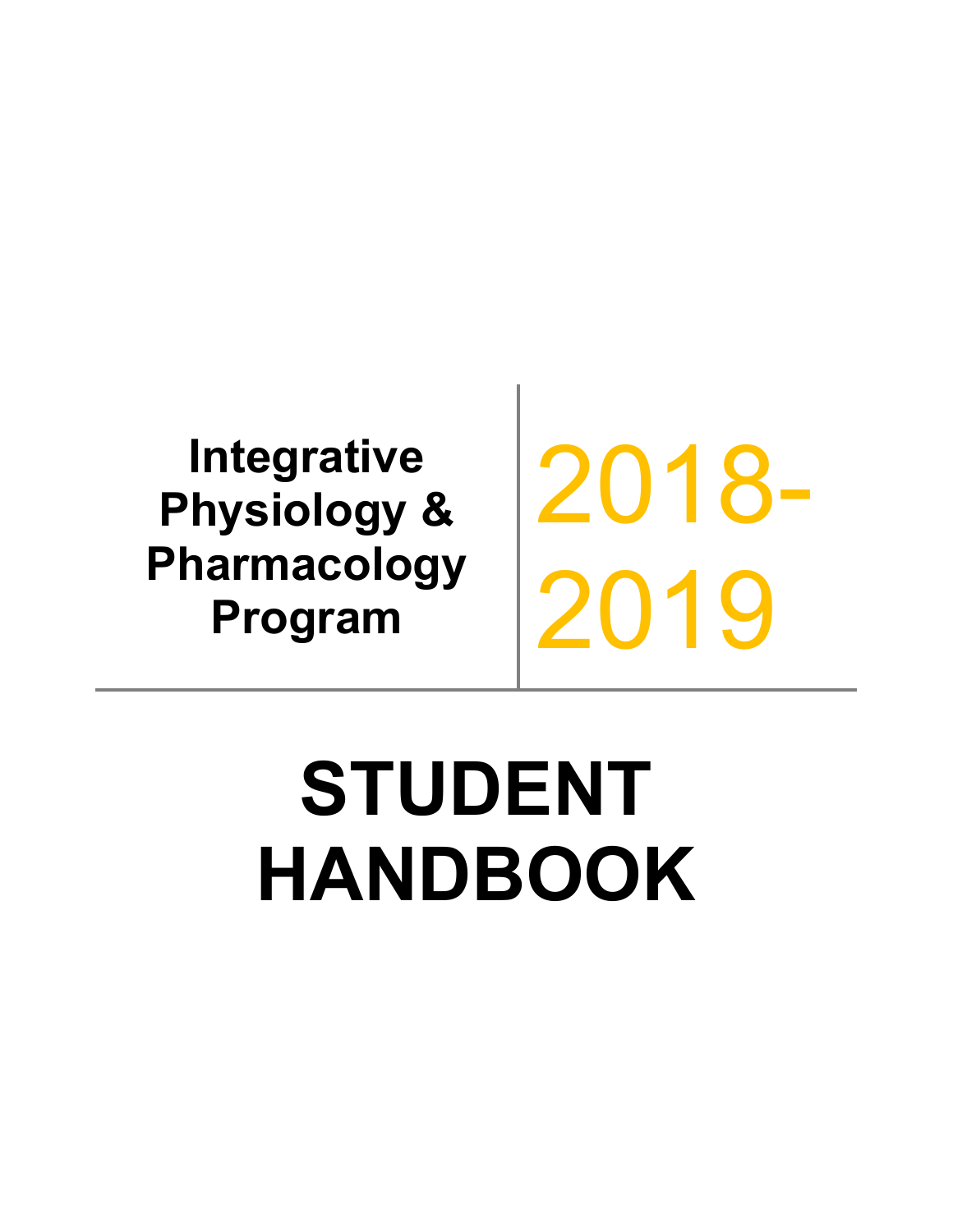**Integrative Physiology & Pharmacology Program**

2018-2019

# STUDENT HANDBOOK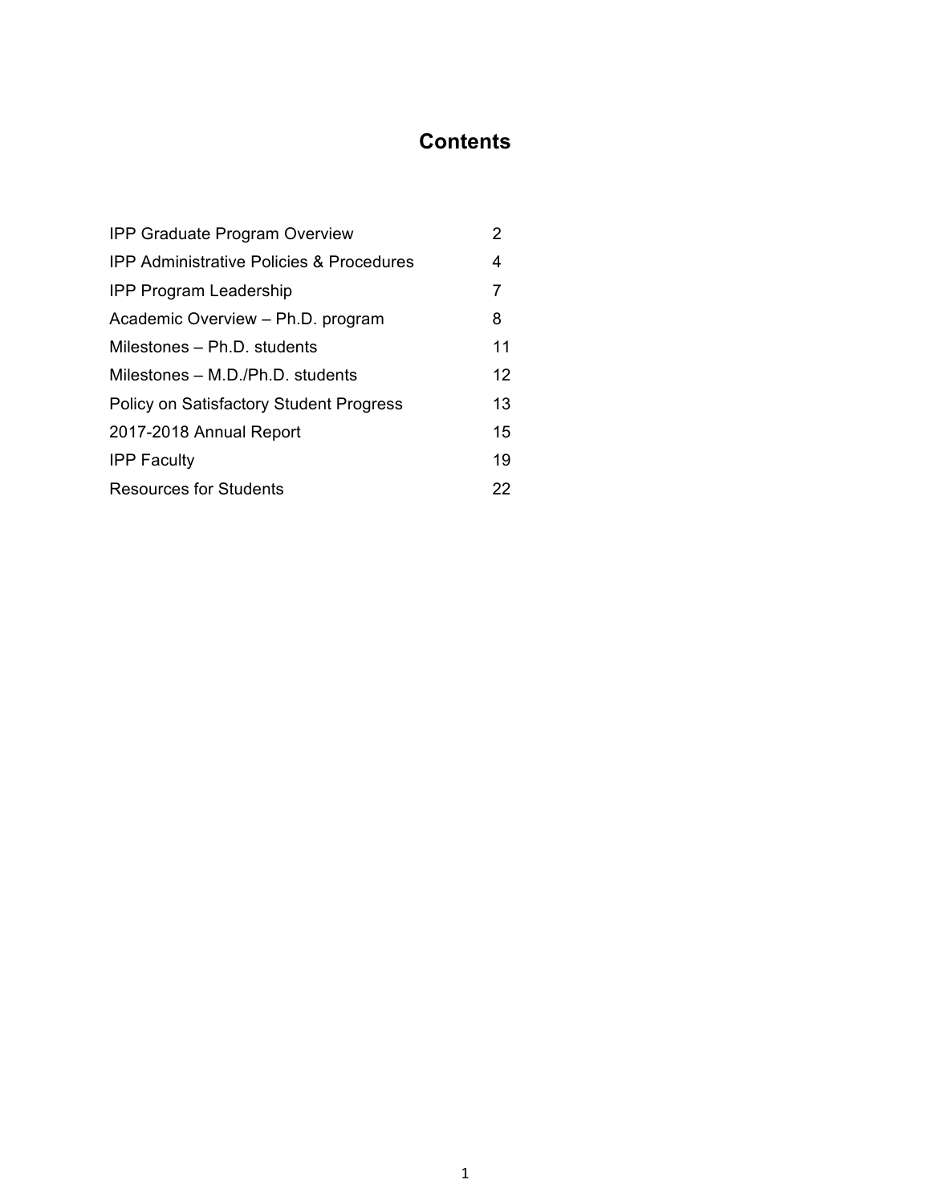# Contents

| | |
|---|---|
| IPP Graduate Program Overview | 2 |
| IPP Administrative Policies & Procedures | 4 |
| IPP Program Leadership | 7 |
| Academic Overview – Ph.D. program | 8 |
| Milestones – Ph.D. students | 11 |
| Milestones – M.D./Ph.D. students | 12 |
| Policy on Satisfactory Student Progress | 13 |
| 2017-2018 Annual Report | 15 |
| IPP Faculty | 19 |
| Resources for Students | 22 |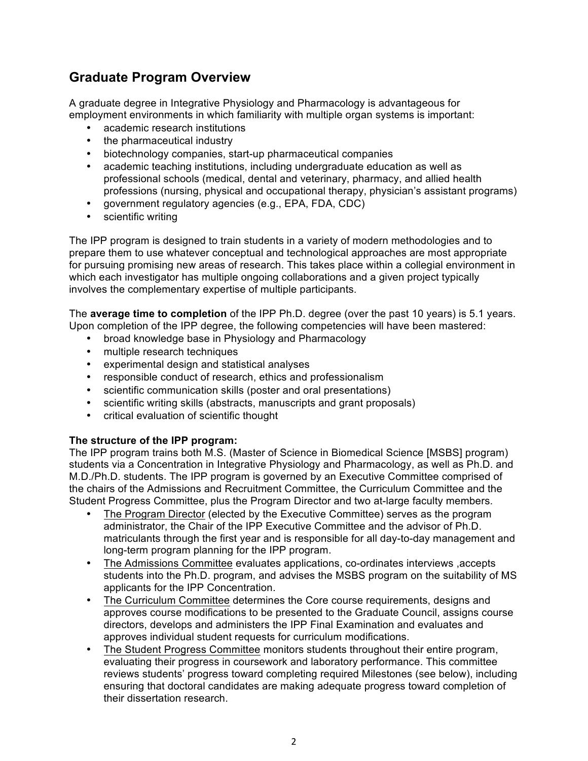## Graduate Program Overview

A graduate degree in Integrative Physiology and Pharmacology is advantageous for employment environments in which familiarity with multiple organ systems is important:

- academic research institutions
- the pharmaceutical industry
- biotechnology companies, start-up pharmaceutical companies
- academic teaching institutions, including undergraduate education as well as professional schools (medical, dental and veterinary, pharmacy, and allied health professions (nursing, physical and occupational therapy, physician's assistant programs)
- government regulatory agencies (e.g., EPA, FDA, CDC)
- scientific writing

The IPP program is designed to train students in a variety of modern methodologies and to prepare them to use whatever conceptual and technological approaches are most appropriate for pursuing promising new areas of research. This takes place within a collegial environment in which each investigator has multiple ongoing collaborations and a given project typically involves the complementary expertise of multiple participants.

The **average time to completion** of the IPP Ph.D. degree (over the past 10 years) is 5.1 years. Upon completion of the IPP degree, the following competencies will have been mastered:

- broad knowledge base in Physiology and Pharmacology
- multiple research techniques
- experimental design and statistical analyses
- responsible conduct of research, ethics and professionalism
- scientific communication skills (poster and oral presentations)
- scientific writing skills (abstracts, manuscripts and grant proposals)
- critical evaluation of scientific thought

**The structure of the IPP program:**
The IPP program trains both M.S. (Master of Science in Biomedical Science [MSBS] program) students via a Concentration in Integrative Physiology and Pharmacology, as well as Ph.D. and M.D./Ph.D. students. The IPP program is governed by an Executive Committee comprised of the chairs of the Admissions and Recruitment Committee, the Curriculum Committee and the Student Progress Committee, plus the Program Director and two at-large faculty members.

- The Program Director (elected by the Executive Committee) serves as the program administrator, the Chair of the IPP Executive Committee and the advisor of Ph.D. matriculants through the first year and is responsible for all day-to-day management and long-term program planning for the IPP program.
- The Admissions Committee evaluates applications, co-ordinates interviews ,accepts students into the Ph.D. program, and advises the MSBS program on the suitability of MS applicants for the IPP Concentration.
- The Curriculum Committee determines the Core course requirements, designs and approves course modifications to be presented to the Graduate Council, assigns course directors, develops and administers the IPP Final Examination and evaluates and approves individual student requests for curriculum modifications.
- The Student Progress Committee monitors students throughout their entire program, evaluating their progress in coursework and laboratory performance. This committee reviews students' progress toward completing required Milestones (see below), including ensuring that doctoral candidates are making adequate progress toward completion of their dissertation research.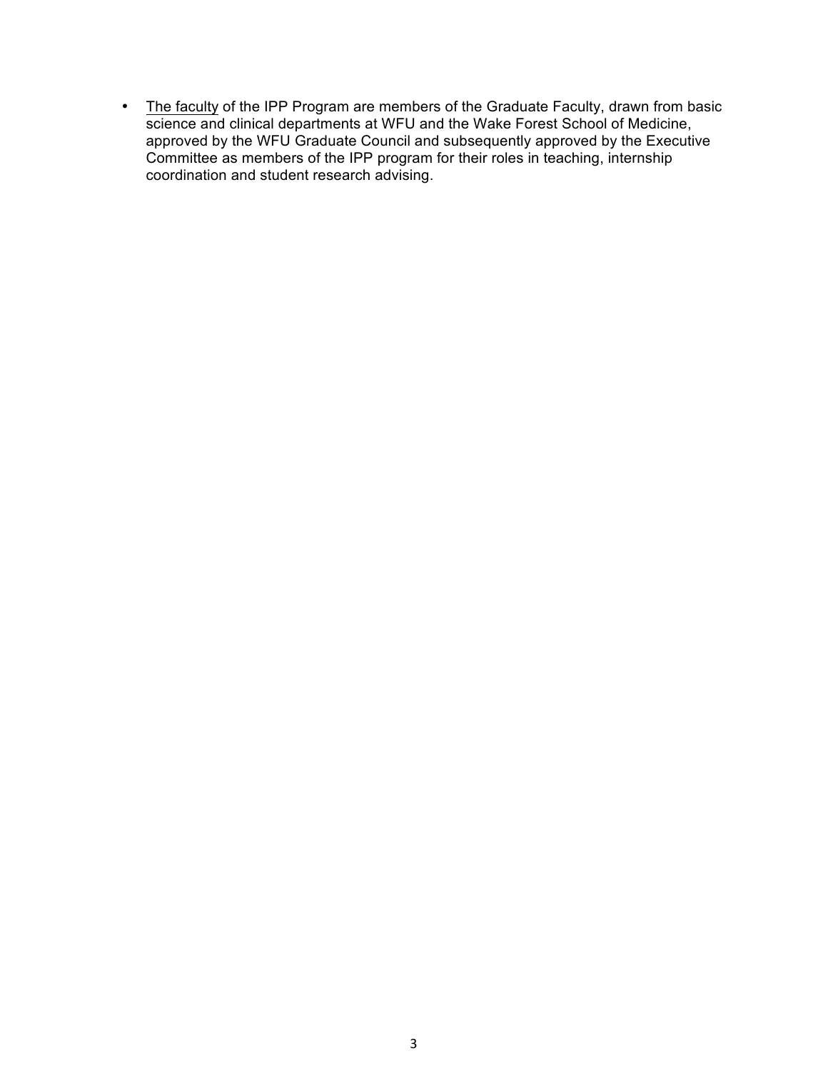- <u>The faculty</u> of the IPP Program are members of the Graduate Faculty, drawn from basic science and clinical departments at WFU and the Wake Forest School of Medicine, approved by the WFU Graduate Council and subsequently approved by the Executive Committee as members of the IPP program for their roles in teaching, internship coordination and student research advising.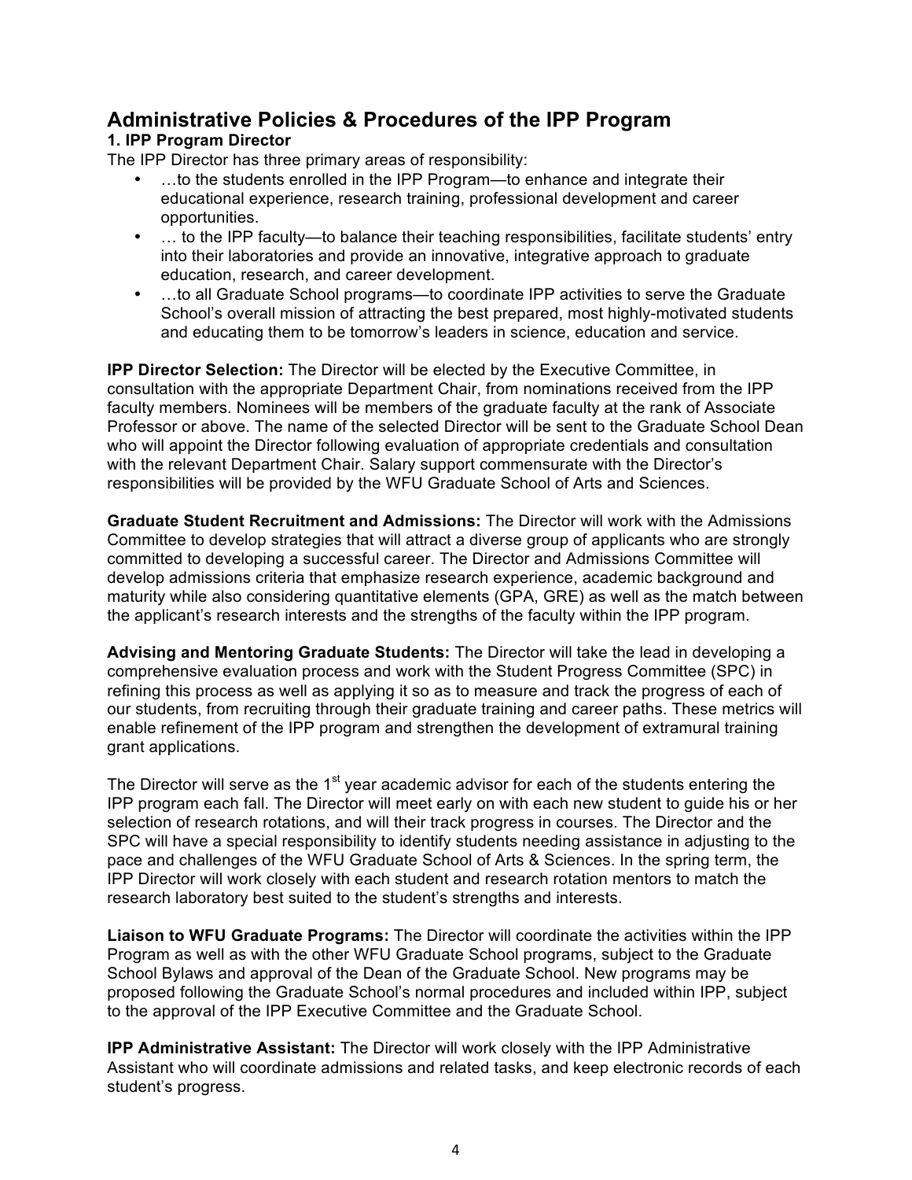## Administrative Policies & Procedures of the IPP Program

### 1. IPP Program Director

The IPP Director has three primary areas of responsibility:

- …to the students enrolled in the IPP Program—to enhance and integrate their educational experience, research training, professional development and career opportunities.
- … to the IPP faculty—to balance their teaching responsibilities, facilitate students' entry into their laboratories and provide an innovative, integrative approach to graduate education, research, and career development.
- …to all Graduate School programs—to coordinate IPP activities to serve the Graduate School's overall mission of attracting the best prepared, most highly-motivated students and educating them to be tomorrow's leaders in science, education and service.

**IPP Director Selection:** The Director will be elected by the Executive Committee, in consultation with the appropriate Department Chair, from nominations received from the IPP faculty members. Nominees will be members of the graduate faculty at the rank of Associate Professor or above. The name of the selected Director will be sent to the Graduate School Dean who will appoint the Director following evaluation of appropriate credentials and consultation with the relevant Department Chair. Salary support commensurate with the Director's responsibilities will be provided by the WFU Graduate School of Arts and Sciences.

**Graduate Student Recruitment and Admissions:** The Director will work with the Admissions Committee to develop strategies that will attract a diverse group of applicants who are strongly committed to developing a successful career. The Director and Admissions Committee will develop admissions criteria that emphasize research experience, academic background and maturity while also considering quantitative elements (GPA, GRE) as well as the match between the applicant's research interests and the strengths of the faculty within the IPP program.

**Advising and Mentoring Graduate Students:** The Director will take the lead in developing a comprehensive evaluation process and work with the Student Progress Committee (SPC) in refining this process as well as applying it so as to measure and track the progress of each of our students, from recruiting through their graduate training and career paths. These metrics will enable refinement of the IPP program and strengthen the development of extramural training grant applications.

The Director will serve as the 1st year academic advisor for each of the students entering the IPP program each fall. The Director will meet early on with each new student to guide his or her selection of research rotations, and will their track progress in courses. The Director and the SPC will have a special responsibility to identify students needing assistance in adjusting to the pace and challenges of the WFU Graduate School of Arts & Sciences. In the spring term, the IPP Director will work closely with each student and research rotation mentors to match the research laboratory best suited to the student's strengths and interests.

**Liaison to WFU Graduate Programs:** The Director will coordinate the activities within the IPP Program as well as with the other WFU Graduate School programs, subject to the Graduate School Bylaws and approval of the Dean of the Graduate School. New programs may be proposed following the Graduate School's normal procedures and included within IPP, subject to the approval of the IPP Executive Committee and the Graduate School.

**IPP Administrative Assistant:** The Director will work closely with the IPP Administrative Assistant who will coordinate admissions and related tasks, and keep electronic records of each student's progress.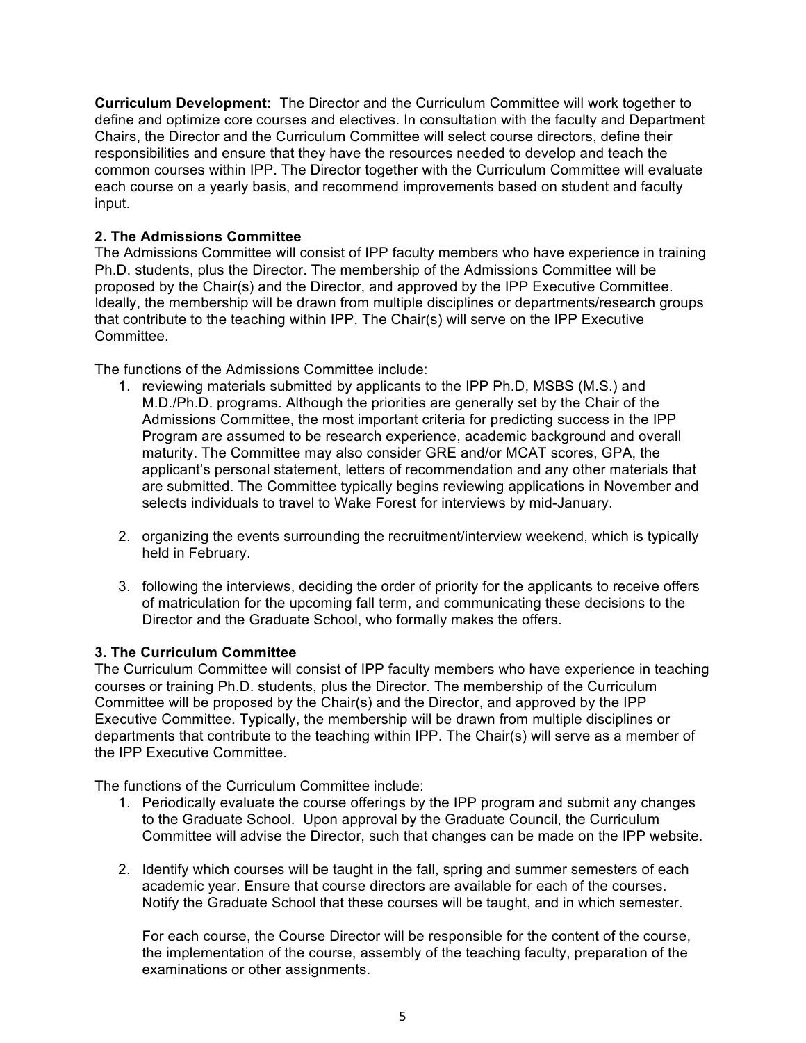**Curriculum Development:** The Director and the Curriculum Committee will work together to define and optimize core courses and electives. In consultation with the faculty and Department Chairs, the Director and the Curriculum Committee will select course directors, define their responsibilities and ensure that they have the resources needed to develop and teach the common courses within IPP. The Director together with the Curriculum Committee will evaluate each course on a yearly basis, and recommend improvements based on student and faculty input.

**2. The Admissions Committee**

The Admissions Committee will consist of IPP faculty members who have experience in training Ph.D. students, plus the Director. The membership of the Admissions Committee will be proposed by the Chair(s) and the Director, and approved by the IPP Executive Committee. Ideally, the membership will be drawn from multiple disciplines or departments/research groups that contribute to the teaching within IPP. The Chair(s) will serve on the IPP Executive Committee.

The functions of the Admissions Committee include:

1. reviewing materials submitted by applicants to the IPP Ph.D, MSBS (M.S.) and M.D./Ph.D. programs. Although the priorities are generally set by the Chair of the Admissions Committee, the most important criteria for predicting success in the IPP Program are assumed to be research experience, academic background and overall maturity. The Committee may also consider GRE and/or MCAT scores, GPA, the applicant's personal statement, letters of recommendation and any other materials that are submitted. The Committee typically begins reviewing applications in November and selects individuals to travel to Wake Forest for interviews by mid-January.

2. organizing the events surrounding the recruitment/interview weekend, which is typically held in February.

3. following the interviews, deciding the order of priority for the applicants to receive offers of matriculation for the upcoming fall term, and communicating these decisions to the Director and the Graduate School, who formally makes the offers.

**3. The Curriculum Committee**

The Curriculum Committee will consist of IPP faculty members who have experience in teaching courses or training Ph.D. students, plus the Director. The membership of the Curriculum Committee will be proposed by the Chair(s) and the Director, and approved by the IPP Executive Committee. Typically, the membership will be drawn from multiple disciplines or departments that contribute to the teaching within IPP. The Chair(s) will serve as a member of the IPP Executive Committee.

The functions of the Curriculum Committee include:

1. Periodically evaluate the course offerings by the IPP program and submit any changes to the Graduate School. Upon approval by the Graduate Council, the Curriculum Committee will advise the Director, such that changes can be made on the IPP website.

2. Identify which courses will be taught in the fall, spring and summer semesters of each academic year. Ensure that course directors are available for each of the courses. Notify the Graduate School that these courses will be taught, and in which semester.

   For each course, the Course Director will be responsible for the content of the course, the implementation of the course, assembly of the teaching faculty, preparation of the examinations or other assignments.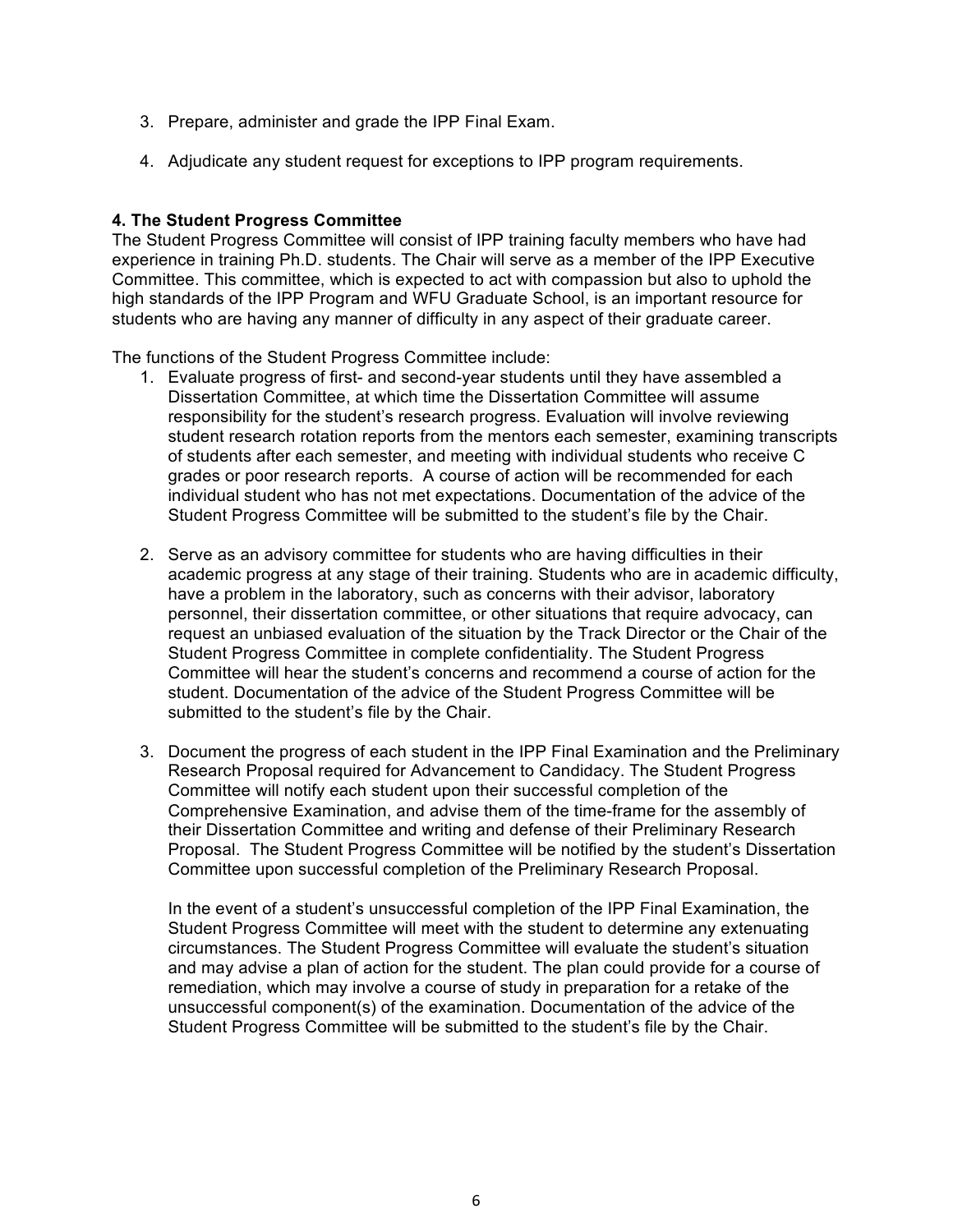3. Prepare, administer and grade the IPP Final Exam.

4. Adjudicate any student request for exceptions to IPP program requirements.

**4. The Student Progress Committee**

The Student Progress Committee will consist of IPP training faculty members who have had experience in training Ph.D. students. The Chair will serve as a member of the IPP Executive Committee. This committee, which is expected to act with compassion but also to uphold the high standards of the IPP Program and WFU Graduate School, is an important resource for students who are having any manner of difficulty in any aspect of their graduate career.

The functions of the Student Progress Committee include:

1. Evaluate progress of first- and second-year students until they have assembled a Dissertation Committee, at which time the Dissertation Committee will assume responsibility for the student's research progress. Evaluation will involve reviewing student research rotation reports from the mentors each semester, examining transcripts of students after each semester, and meeting with individual students who receive C grades or poor research reports. A course of action will be recommended for each individual student who has not met expectations. Documentation of the advice of the Student Progress Committee will be submitted to the student's file by the Chair.

2. Serve as an advisory committee for students who are having difficulties in their academic progress at any stage of their training. Students who are in academic difficulty, have a problem in the laboratory, such as concerns with their advisor, laboratory personnel, their dissertation committee, or other situations that require advocacy, can request an unbiased evaluation of the situation by the Track Director or the Chair of the Student Progress Committee in complete confidentiality. The Student Progress Committee will hear the student's concerns and recommend a course of action for the student. Documentation of the advice of the Student Progress Committee will be submitted to the student's file by the Chair.

3. Document the progress of each student in the IPP Final Examination and the Preliminary Research Proposal required for Advancement to Candidacy. The Student Progress Committee will notify each student upon their successful completion of the Comprehensive Examination, and advise them of the time-frame for the assembly of their Dissertation Committee and writing and defense of their Preliminary Research Proposal. The Student Progress Committee will be notified by the student's Dissertation Committee upon successful completion of the Preliminary Research Proposal.

   In the event of a student's unsuccessful completion of the IPP Final Examination, the Student Progress Committee will meet with the student to determine any extenuating circumstances. The Student Progress Committee will evaluate the student's situation and may advise a plan of action for the student. The plan could provide for a course of remediation, which may involve a course of study in preparation for a retake of the unsuccessful component(s) of the examination. Documentation of the advice of the Student Progress Committee will be submitted to the student's file by the Chair.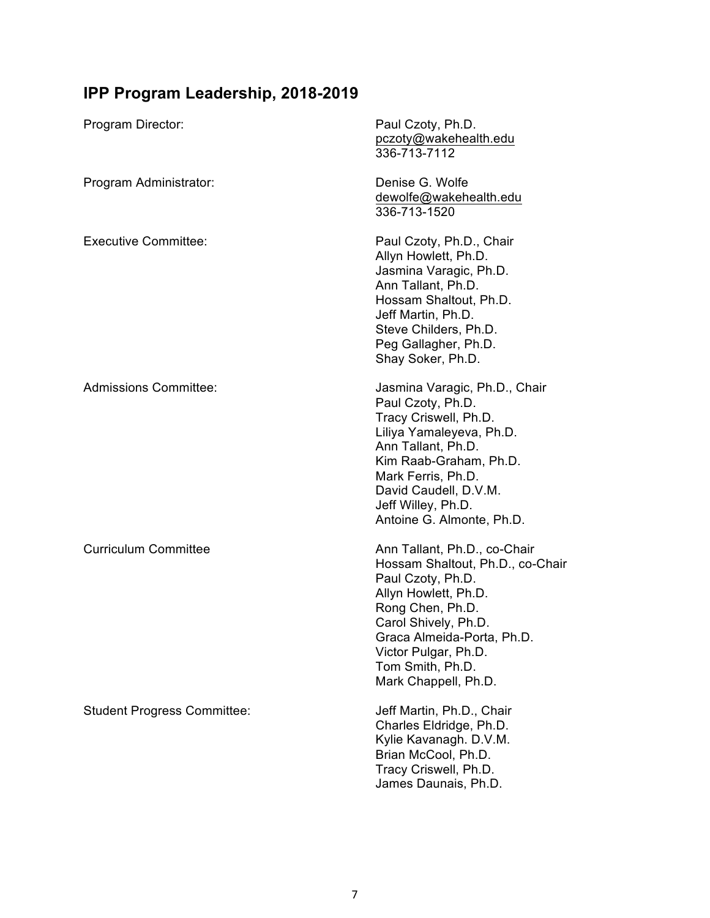## IPP Program Leadership, 2018-2019

| | |
|---|---|
| Program Director: | Paul Czoty, Ph.D.<br>pczoty@wakehealth.edu<br>336-713-7112 |
| Program Administrator: | Denise G. Wolfe<br>dewolfe@wakehealth.edu<br>336-713-1520 |
| Executive Committee: | Paul Czoty, Ph.D., Chair<br>Allyn Howlett, Ph.D.<br>Jasmina Varagic, Ph.D.<br>Ann Tallant, Ph.D.<br>Hossam Shaltout, Ph.D.<br>Jeff Martin, Ph.D.<br>Steve Childers, Ph.D.<br>Peg Gallagher, Ph.D.<br>Shay Soker, Ph.D. |
| Admissions Committee: | Jasmina Varagic, Ph.D., Chair<br>Paul Czoty, Ph.D.<br>Tracy Criswell, Ph.D.<br>Liliya Yamaleyeva, Ph.D.<br>Ann Tallant, Ph.D.<br>Kim Raab-Graham, Ph.D.<br>Mark Ferris, Ph.D.<br>David Caudell, D.V.M.<br>Jeff Willey, Ph.D.<br>Antoine G. Almonte, Ph.D. |
| Curriculum Committee | Ann Tallant, Ph.D., co-Chair<br>Hossam Shaltout, Ph.D., co-Chair<br>Paul Czoty, Ph.D.<br>Allyn Howlett, Ph.D.<br>Rong Chen, Ph.D.<br>Carol Shively, Ph.D.<br>Graca Almeida-Porta, Ph.D.<br>Victor Pulgar, Ph.D.<br>Tom Smith, Ph.D.<br>Mark Chappell, Ph.D. |
| Student Progress Committee: | Jeff Martin, Ph.D., Chair<br>Charles Eldridge, Ph.D.<br>Kylie Kavanagh. D.V.M.<br>Brian McCool, Ph.D.<br>Tracy Criswell, Ph.D.<br>James Daunais, Ph.D. |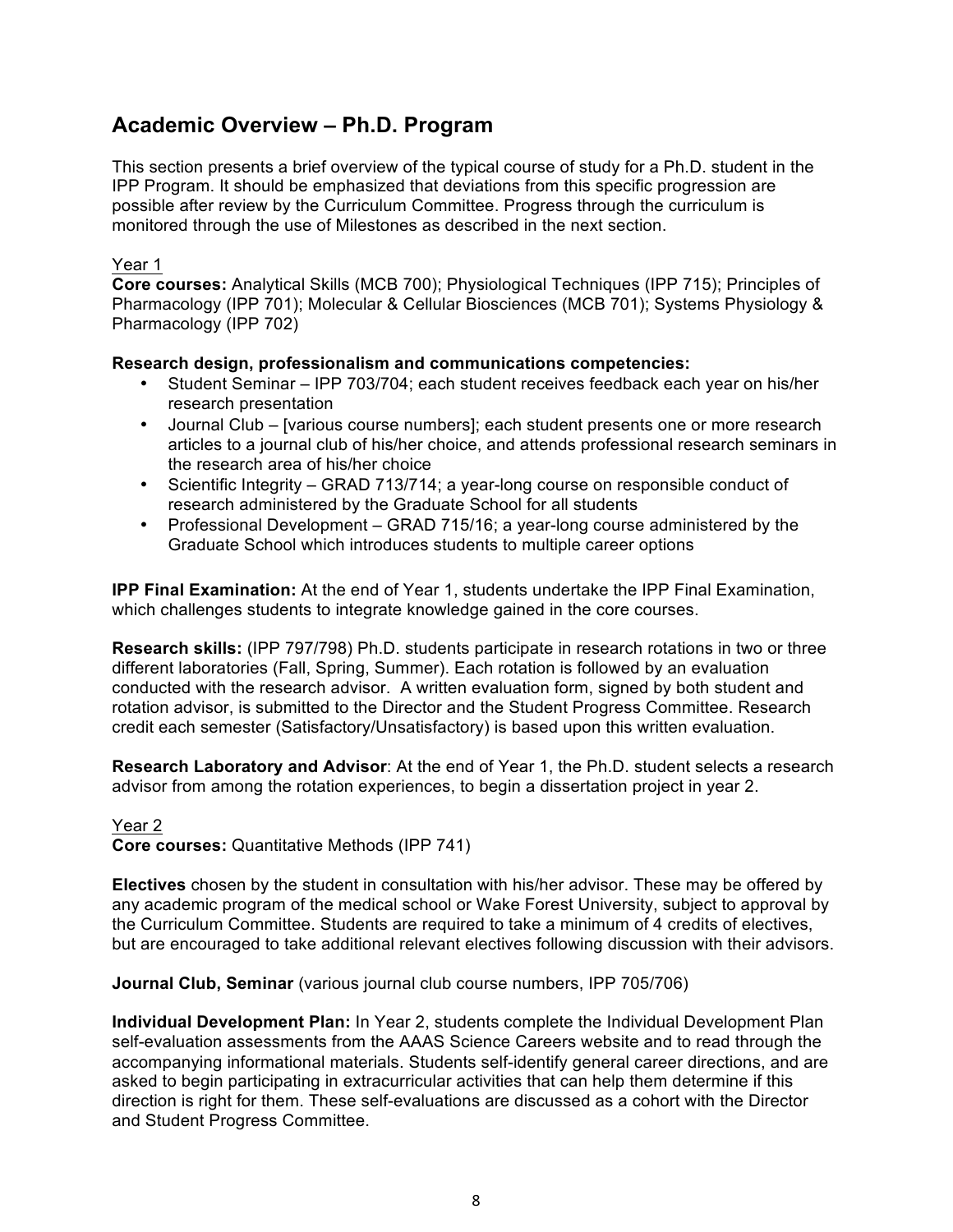## Academic Overview – Ph.D. Program

This section presents a brief overview of the typical course of study for a Ph.D. student in the IPP Program. It should be emphasized that deviations from this specific progression are possible after review by the Curriculum Committee. Progress through the curriculum is monitored through the use of Milestones as described in the next section.

<u>Year 1</u>

**Core courses:** Analytical Skills (MCB 700); Physiological Techniques (IPP 715); Principles of Pharmacology (IPP 701); Molecular & Cellular Biosciences (MCB 701); Systems Physiology & Pharmacology (IPP 702)

**Research design, professionalism and communications competencies:**

- Student Seminar – IPP 703/704; each student receives feedback each year on his/her research presentation
- Journal Club – [various course numbers]; each student presents one or more research articles to a journal club of his/her choice, and attends professional research seminars in the research area of his/her choice
- Scientific Integrity – GRAD 713/714; a year-long course on responsible conduct of research administered by the Graduate School for all students
- Professional Development – GRAD 715/16; a year-long course administered by the Graduate School which introduces students to multiple career options

**IPP Final Examination:** At the end of Year 1, students undertake the IPP Final Examination, which challenges students to integrate knowledge gained in the core courses.

**Research skills:** (IPP 797/798) Ph.D. students participate in research rotations in two or three different laboratories (Fall, Spring, Summer). Each rotation is followed by an evaluation conducted with the research advisor. A written evaluation form, signed by both student and rotation advisor, is submitted to the Director and the Student Progress Committee. Research credit each semester (Satisfactory/Unsatisfactory) is based upon this written evaluation.

**Research Laboratory and Advisor**: At the end of Year 1, the Ph.D. student selects a research advisor from among the rotation experiences, to begin a dissertation project in year 2.

<u>Year 2</u>

**Core courses:** Quantitative Methods (IPP 741)

**Electives** chosen by the student in consultation with his/her advisor. These may be offered by any academic program of the medical school or Wake Forest University, subject to approval by the Curriculum Committee. Students are required to take a minimum of 4 credits of electives, but are encouraged to take additional relevant electives following discussion with their advisors.

**Journal Club, Seminar** (various journal club course numbers, IPP 705/706)

**Individual Development Plan:** In Year 2, students complete the Individual Development Plan self-evaluation assessments from the AAAS Science Careers website and to read through the accompanying informational materials. Students self-identify general career directions, and are asked to begin participating in extracurricular activities that can help them determine if this direction is right for them. These self-evaluations are discussed as a cohort with the Director and Student Progress Committee.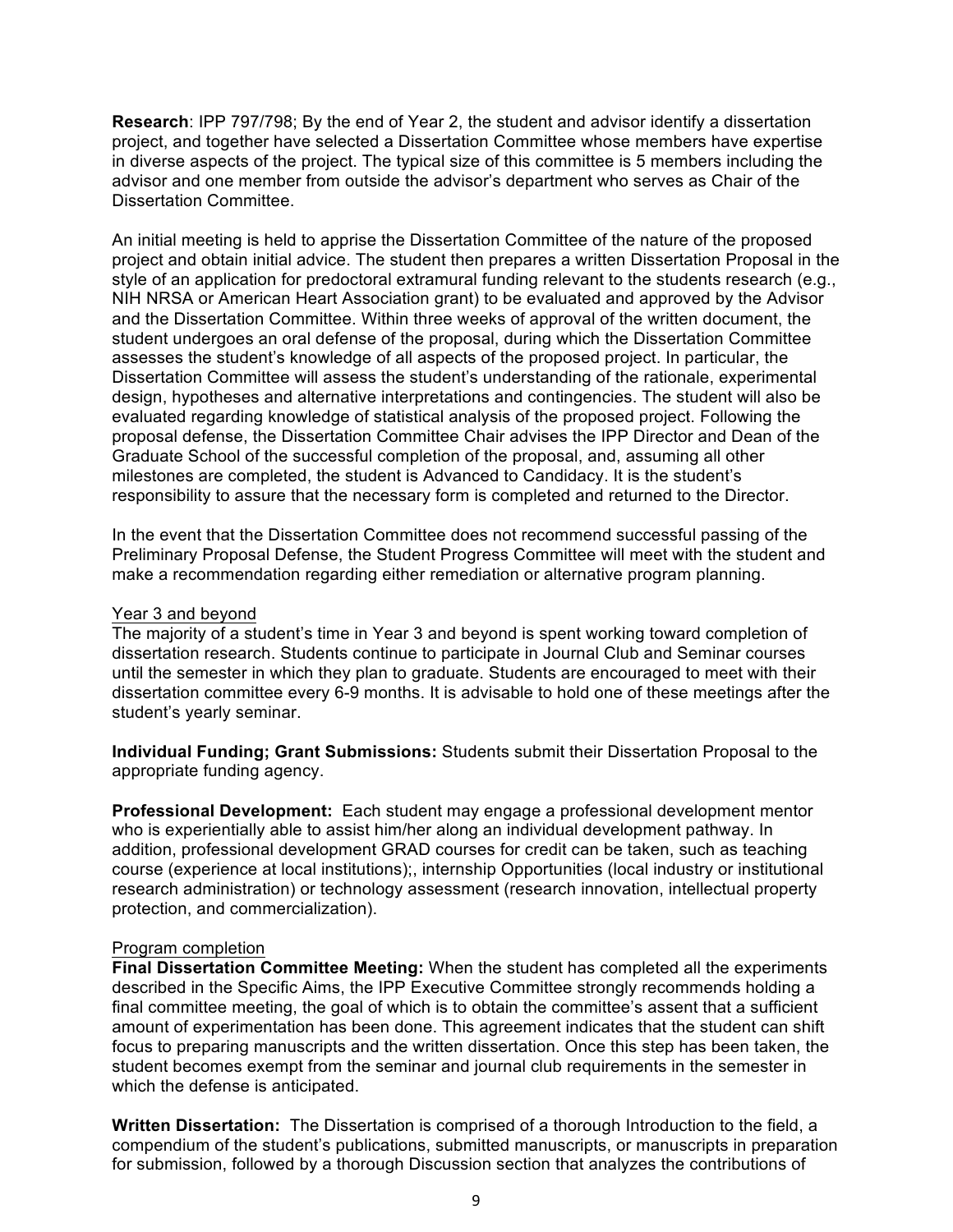**Research**: IPP 797/798; By the end of Year 2, the student and advisor identify a dissertation project, and together have selected a Dissertation Committee whose members have expertise in diverse aspects of the project. The typical size of this committee is 5 members including the advisor and one member from outside the advisor's department who serves as Chair of the Dissertation Committee.

An initial meeting is held to apprise the Dissertation Committee of the nature of the proposed project and obtain initial advice. The student then prepares a written Dissertation Proposal in the style of an application for predoctoral extramural funding relevant to the students research (e.g., NIH NRSA or American Heart Association grant) to be evaluated and approved by the Advisor and the Dissertation Committee. Within three weeks of approval of the written document, the student undergoes an oral defense of the proposal, during which the Dissertation Committee assesses the student's knowledge of all aspects of the proposed project. In particular, the Dissertation Committee will assess the student's understanding of the rationale, experimental design, hypotheses and alternative interpretations and contingencies. The student will also be evaluated regarding knowledge of statistical analysis of the proposed project. Following the proposal defense, the Dissertation Committee Chair advises the IPP Director and Dean of the Graduate School of the successful completion of the proposal, and, assuming all other milestones are completed, the student is Advanced to Candidacy. It is the student's responsibility to assure that the necessary form is completed and returned to the Director.

In the event that the Dissertation Committee does not recommend successful passing of the Preliminary Proposal Defense, the Student Progress Committee will meet with the student and make a recommendation regarding either remediation or alternative program planning.

Year 3 and beyond

The majority of a student's time in Year 3 and beyond is spent working toward completion of dissertation research. Students continue to participate in Journal Club and Seminar courses until the semester in which they plan to graduate. Students are encouraged to meet with their dissertation committee every 6-9 months. It is advisable to hold one of these meetings after the student's yearly seminar.

**Individual Funding; Grant Submissions:** Students submit their Dissertation Proposal to the appropriate funding agency.

**Professional Development:** Each student may engage a professional development mentor who is experientially able to assist him/her along an individual development pathway. In addition, professional development GRAD courses for credit can be taken, such as teaching course (experience at local institutions);, internship Opportunities (local industry or institutional research administration) or technology assessment (research innovation, intellectual property protection, and commercialization).

Program completion

**Final Dissertation Committee Meeting:** When the student has completed all the experiments described in the Specific Aims, the IPP Executive Committee strongly recommends holding a final committee meeting, the goal of which is to obtain the committee's assent that a sufficient amount of experimentation has been done. This agreement indicates that the student can shift focus to preparing manuscripts and the written dissertation. Once this step has been taken, the student becomes exempt from the seminar and journal club requirements in the semester in which the defense is anticipated.

**Written Dissertation:** The Dissertation is comprised of a thorough Introduction to the field, a compendium of the student's publications, submitted manuscripts, or manuscripts in preparation for submission, followed by a thorough Discussion section that analyzes the contributions of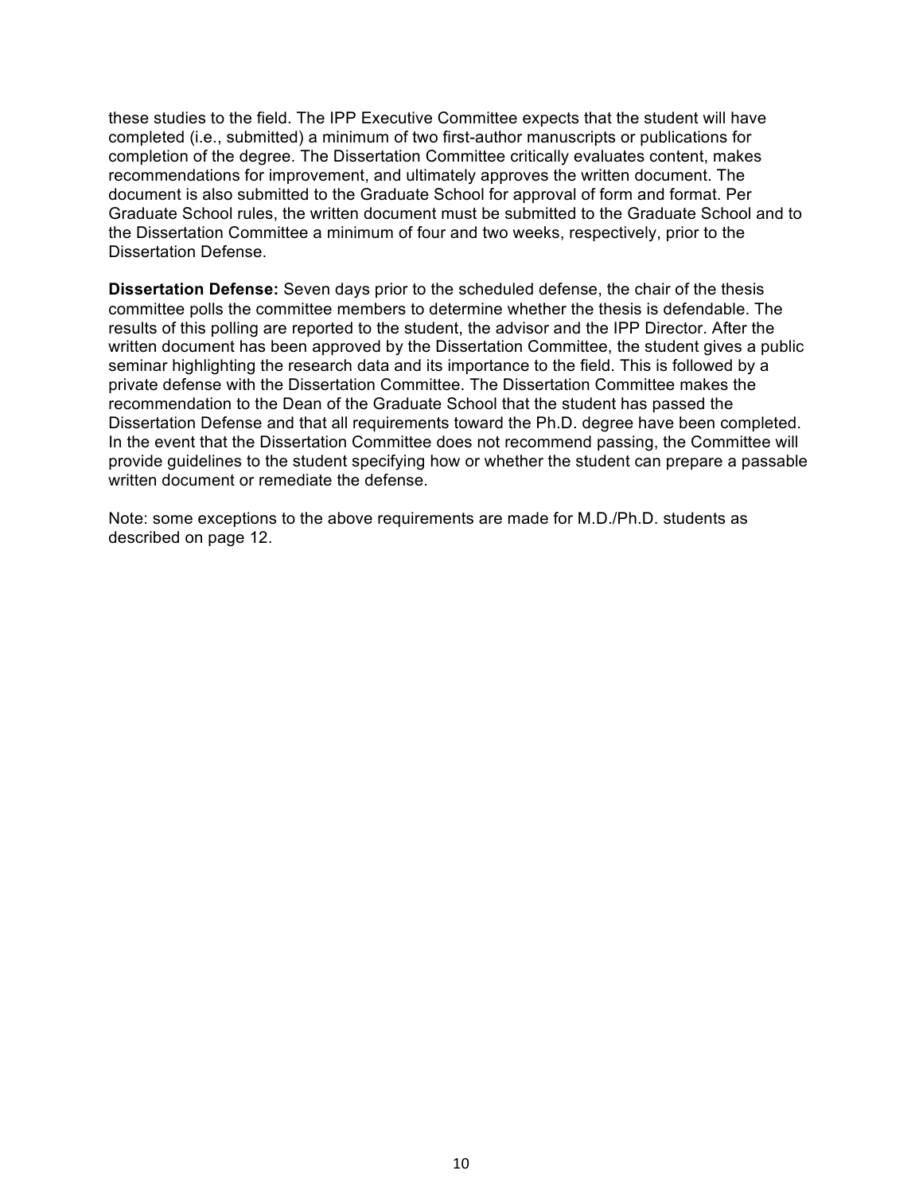these studies to the field. The IPP Executive Committee expects that the student will have completed (i.e., submitted) a minimum of two first-author manuscripts or publications for completion of the degree. The Dissertation Committee critically evaluates content, makes recommendations for improvement, and ultimately approves the written document. The document is also submitted to the Graduate School for approval of form and format. Per Graduate School rules, the written document must be submitted to the Graduate School and to the Dissertation Committee a minimum of four and two weeks, respectively, prior to the Dissertation Defense.

**Dissertation Defense:** Seven days prior to the scheduled defense, the chair of the thesis committee polls the committee members to determine whether the thesis is defendable. The results of this polling are reported to the student, the advisor and the IPP Director. After the written document has been approved by the Dissertation Committee, the student gives a public seminar highlighting the research data and its importance to the field. This is followed by a private defense with the Dissertation Committee. The Dissertation Committee makes the recommendation to the Dean of the Graduate School that the student has passed the Dissertation Defense and that all requirements toward the Ph.D. degree have been completed. In the event that the Dissertation Committee does not recommend passing, the Committee will provide guidelines to the student specifying how or whether the student can prepare a passable written document or remediate the defense.

Note: some exceptions to the above requirements are made for M.D./Ph.D. students as described on page 12.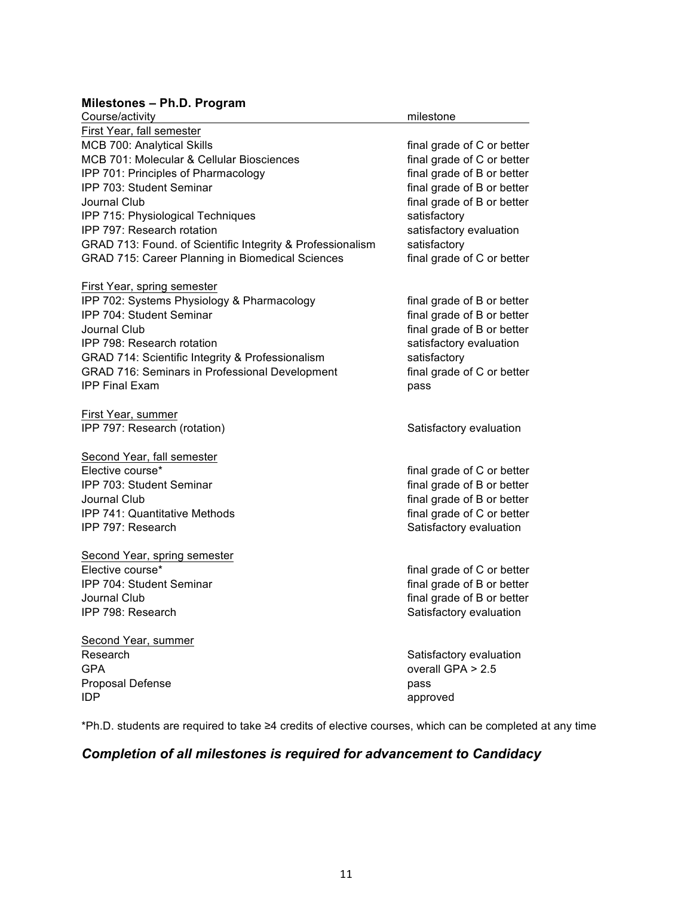**Milestones – Ph.D. Program**

| Course/activity | milestone |
|---|---|
| First Year, fall semester | |
| MCB 700: Analytical Skills | final grade of C or better |
| MCB 701: Molecular & Cellular Biosciences | final grade of C or better |
| IPP 701: Principles of Pharmacology | final grade of B or better |
| IPP 703: Student Seminar | final grade of B or better |
| Journal Club | final grade of B or better |
| IPP 715: Physiological Techniques | satisfactory |
| IPP 797: Research rotation | satisfactory evaluation |
| GRAD 713: Found. of Scientific Integrity & Professionalism | satisfactory |
| GRAD 715: Career Planning in Biomedical Sciences | final grade of C or better |
| First Year, spring semester | |
| IPP 702: Systems Physiology & Pharmacology | final grade of B or better |
| IPP 704: Student Seminar | final grade of B or better |
| Journal Club | final grade of B or better |
| IPP 798: Research rotation | satisfactory evaluation |
| GRAD 714: Scientific Integrity & Professionalism | satisfactory |
| GRAD 716: Seminars in Professional Development | final grade of C or better |
| IPP Final Exam | pass |
| First Year, summer | |
| IPP 797: Research (rotation) | Satisfactory evaluation |
| Second Year, fall semester | |
| Elective course* | final grade of C or better |
| IPP 703: Student Seminar | final grade of B or better |
| Journal Club | final grade of B or better |
| IPP 741: Quantitative Methods | final grade of C or better |
| IPP 797: Research | Satisfactory evaluation |
| Second Year, spring semester | |
| Elective course* | final grade of C or better |
| IPP 704: Student Seminar | final grade of B or better |
| Journal Club | final grade of B or better |
| IPP 798: Research | Satisfactory evaluation |
| Second Year, summer | |
| Research | Satisfactory evaluation |
| GPA | overall GPA > 2.5 |
| Proposal Defense | pass |
| IDP | approved |

*Ph.D. students are required to take ≥4 credits of elective courses, which can be completed at any time

***Completion of all milestones is required for advancement to Candidacy***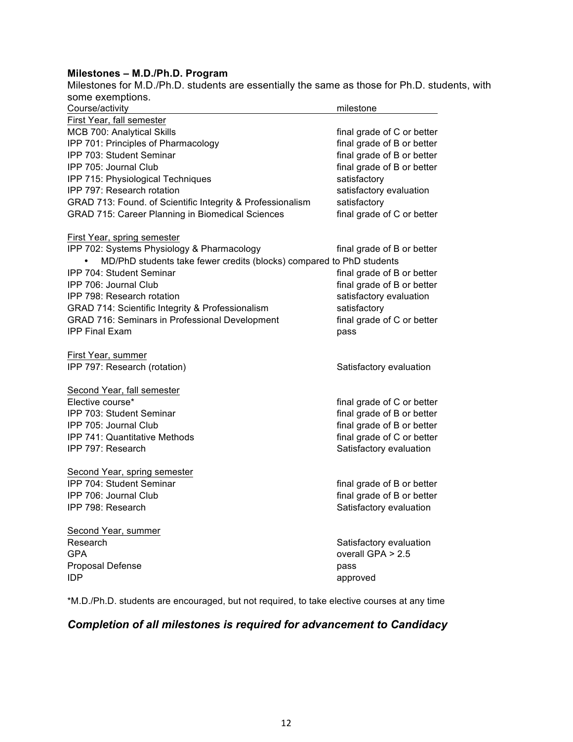**Milestones – M.D./Ph.D. Program**

Milestones for M.D./Ph.D. students are essentially the same as those for Ph.D. students, with some exemptions.

| Course/activity | milestone |
| --- | --- |
| First Year, fall semester | |
| MCB 700: Analytical Skills | final grade of C or better |
| IPP 701: Principles of Pharmacology | final grade of B or better |
| IPP 703: Student Seminar | final grade of B or better |
| IPP 705: Journal Club | final grade of B or better |
| IPP 715: Physiological Techniques | satisfactory |
| IPP 797: Research rotation | satisfactory evaluation |
| GRAD 713: Found. of Scientific Integrity & Professionalism | satisfactory |
| GRAD 715: Career Planning in Biomedical Sciences | final grade of C or better |
| First Year, spring semester | |
| IPP 702: Systems Physiology & Pharmacology | final grade of B or better |
| • MD/PhD students take fewer credits (blocks) compared to PhD students | |
| IPP 704: Student Seminar | final grade of B or better |
| IPP 706: Journal Club | final grade of B or better |
| IPP 798: Research rotation | satisfactory evaluation |
| GRAD 714: Scientific Integrity & Professionalism | satisfactory |
| GRAD 716: Seminars in Professional Development | final grade of C or better |
| IPP Final Exam | pass |
| First Year, summer | |
| IPP 797: Research (rotation) | Satisfactory evaluation |
| Second Year, fall semester | |
| Elective course* | final grade of C or better |
| IPP 703: Student Seminar | final grade of B or better |
| IPP 705: Journal Club | final grade of B or better |
| IPP 741: Quantitative Methods | final grade of C or better |
| IPP 797: Research | Satisfactory evaluation |
| Second Year, spring semester | |
| IPP 704: Student Seminar | final grade of B or better |
| IPP 706: Journal Club | final grade of B or better |
| IPP 798: Research | Satisfactory evaluation |
| Second Year, summer | |
| Research | Satisfactory evaluation |
| GPA | overall GPA > 2.5 |
| Proposal Defense | pass |
| IDP | approved |

*M.D./Ph.D. students are encouraged, but not required, to take elective courses at any time

***Completion of all milestones is required for advancement to Candidacy***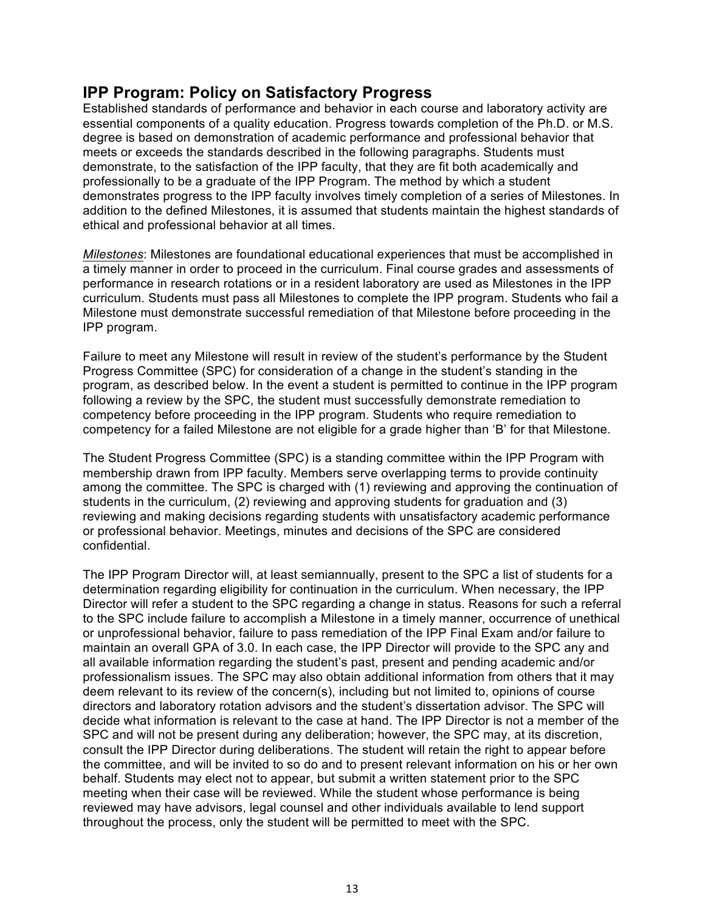## IPP Program: Policy on Satisfactory Progress

Established standards of performance and behavior in each course and laboratory activity are essential components of a quality education. Progress towards completion of the Ph.D. or M.S. degree is based on demonstration of academic performance and professional behavior that meets or exceeds the standards described in the following paragraphs. Students must demonstrate, to the satisfaction of the IPP faculty, that they are fit both academically and professionally to be a graduate of the IPP Program. The method by which a student demonstrates progress to the IPP faculty involves timely completion of a series of Milestones. In addition to the defined Milestones, it is assumed that students maintain the highest standards of ethical and professional behavior at all times.

*Milestones*: Milestones are foundational educational experiences that must be accomplished in a timely manner in order to proceed in the curriculum. Final course grades and assessments of performance in research rotations or in a resident laboratory are used as Milestones in the IPP curriculum. Students must pass all Milestones to complete the IPP program. Students who fail a Milestone must demonstrate successful remediation of that Milestone before proceeding in the IPP program.

Failure to meet any Milestone will result in review of the student's performance by the Student Progress Committee (SPC) for consideration of a change in the student's standing in the program, as described below. In the event a student is permitted to continue in the IPP program following a review by the SPC, the student must successfully demonstrate remediation to competency before proceeding in the IPP program. Students who require remediation to competency for a failed Milestone are not eligible for a grade higher than 'B' for that Milestone.

The Student Progress Committee (SPC) is a standing committee within the IPP Program with membership drawn from IPP faculty. Members serve overlapping terms to provide continuity among the committee. The SPC is charged with (1) reviewing and approving the continuation of students in the curriculum, (2) reviewing and approving students for graduation and (3) reviewing and making decisions regarding students with unsatisfactory academic performance or professional behavior. Meetings, minutes and decisions of the SPC are considered confidential.

The IPP Program Director will, at least semiannually, present to the SPC a list of students for a determination regarding eligibility for continuation in the curriculum. When necessary, the IPP Director will refer a student to the SPC regarding a change in status. Reasons for such a referral to the SPC include failure to accomplish a Milestone in a timely manner, occurrence of unethical or unprofessional behavior, failure to pass remediation of the IPP Final Exam and/or failure to maintain an overall GPA of 3.0. In each case, the IPP Director will provide to the SPC any and all available information regarding the student's past, present and pending academic and/or professionalism issues. The SPC may also obtain additional information from others that it may deem relevant to its review of the concern(s), including but not limited to, opinions of course directors and laboratory rotation advisors and the student's dissertation advisor. The SPC will decide what information is relevant to the case at hand. The IPP Director is not a member of the SPC and will not be present during any deliberation; however, the SPC may, at its discretion, consult the IPP Director during deliberations. The student will retain the right to appear before the committee, and will be invited to so do and to present relevant information on his or her own behalf. Students may elect not to appear, but submit a written statement prior to the SPC meeting when their case will be reviewed. While the student whose performance is being reviewed may have advisors, legal counsel and other individuals available to lend support throughout the process, only the student will be permitted to meet with the SPC.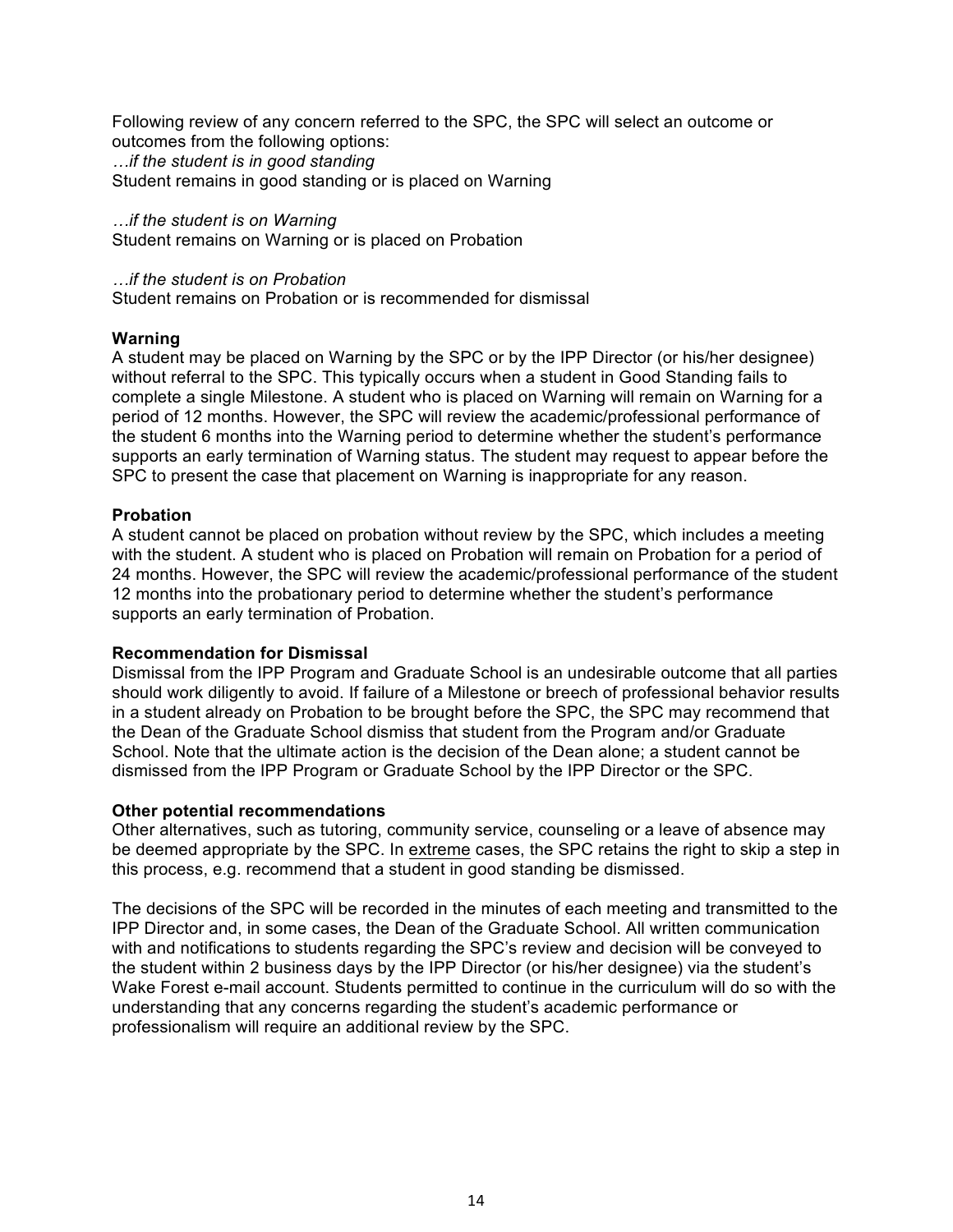Following review of any concern referred to the SPC, the SPC will select an outcome or outcomes from the following options:

*…if the student is in good standing*

Student remains in good standing or is placed on Warning

*…if the student is on Warning*

Student remains on Warning or is placed on Probation

*…if the student is on Probation*

Student remains on Probation or is recommended for dismissal

**Warning**

A student may be placed on Warning by the SPC or by the IPP Director (or his/her designee) without referral to the SPC. This typically occurs when a student in Good Standing fails to complete a single Milestone. A student who is placed on Warning will remain on Warning for a period of 12 months. However, the SPC will review the academic/professional performance of the student 6 months into the Warning period to determine whether the student's performance supports an early termination of Warning status. The student may request to appear before the SPC to present the case that placement on Warning is inappropriate for any reason.

**Probation**

A student cannot be placed on probation without review by the SPC, which includes a meeting with the student. A student who is placed on Probation will remain on Probation for a period of 24 months. However, the SPC will review the academic/professional performance of the student 12 months into the probationary period to determine whether the student's performance supports an early termination of Probation.

**Recommendation for Dismissal**

Dismissal from the IPP Program and Graduate School is an undesirable outcome that all parties should work diligently to avoid. If failure of a Milestone or breech of professional behavior results in a student already on Probation to be brought before the SPC, the SPC may recommend that the Dean of the Graduate School dismiss that student from the Program and/or Graduate School. Note that the ultimate action is the decision of the Dean alone; a student cannot be dismissed from the IPP Program or Graduate School by the IPP Director or the SPC.

**Other potential recommendations**

Other alternatives, such as tutoring, community service, counseling or a leave of absence may be deemed appropriate by the SPC. In extreme cases, the SPC retains the right to skip a step in this process, e.g. recommend that a student in good standing be dismissed.

The decisions of the SPC will be recorded in the minutes of each meeting and transmitted to the IPP Director and, in some cases, the Dean of the Graduate School. All written communication with and notifications to students regarding the SPC's review and decision will be conveyed to the student within 2 business days by the IPP Director (or his/her designee) via the student's Wake Forest e-mail account. Students permitted to continue in the curriculum will do so with the understanding that any concerns regarding the student's academic performance or professionalism will require an additional review by the SPC.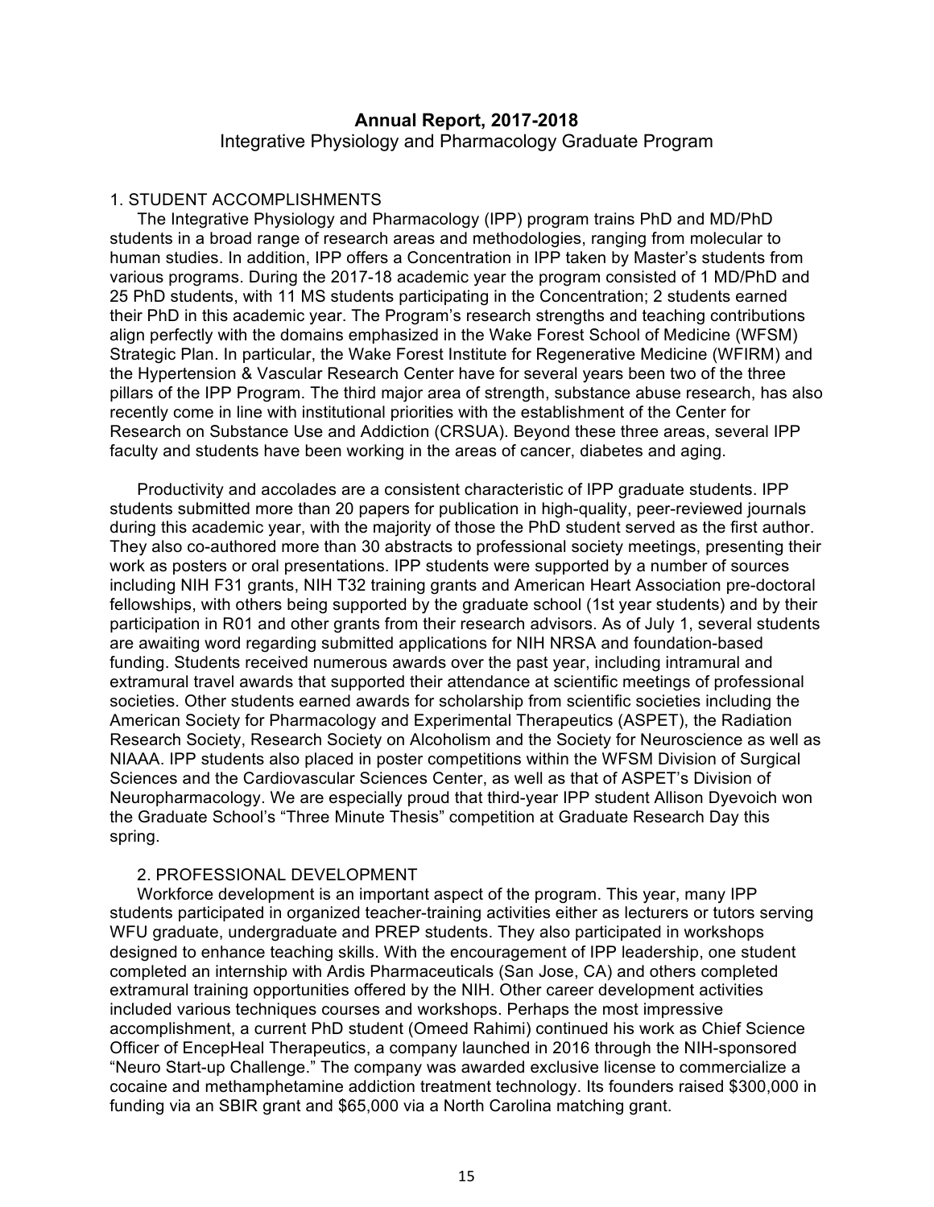# Annual Report, 2017-2018

Integrative Physiology and Pharmacology Graduate Program

## 1. STUDENT ACCOMPLISHMENTS

The Integrative Physiology and Pharmacology (IPP) program trains PhD and MD/PhD students in a broad range of research areas and methodologies, ranging from molecular to human studies. In addition, IPP offers a Concentration in IPP taken by Master's students from various programs. During the 2017-18 academic year the program consisted of 1 MD/PhD and 25 PhD students, with 11 MS students participating in the Concentration; 2 students earned their PhD in this academic year. The Program's research strengths and teaching contributions align perfectly with the domains emphasized in the Wake Forest School of Medicine (WFSM) Strategic Plan. In particular, the Wake Forest Institute for Regenerative Medicine (WFIRM) and the Hypertension & Vascular Research Center have for several years been two of the three pillars of the IPP Program. The third major area of strength, substance abuse research, has also recently come in line with institutional priorities with the establishment of the Center for Research on Substance Use and Addiction (CRSUA). Beyond these three areas, several IPP faculty and students have been working in the areas of cancer, diabetes and aging.

Productivity and accolades are a consistent characteristic of IPP graduate students. IPP students submitted more than 20 papers for publication in high-quality, peer-reviewed journals during this academic year, with the majority of those the PhD student served as the first author. They also co-authored more than 30 abstracts to professional society meetings, presenting their work as posters or oral presentations. IPP students were supported by a number of sources including NIH F31 grants, NIH T32 training grants and American Heart Association pre-doctoral fellowships, with others being supported by the graduate school (1st year students) and by their participation in R01 and other grants from their research advisors. As of July 1, several students are awaiting word regarding submitted applications for NIH NRSA and foundation-based funding. Students received numerous awards over the past year, including intramural and extramural travel awards that supported their attendance at scientific meetings of professional societies. Other students earned awards for scholarship from scientific societies including the American Society for Pharmacology and Experimental Therapeutics (ASPET), the Radiation Research Society, Research Society on Alcoholism and the Society for Neuroscience as well as NIAAA. IPP students also placed in poster competitions within the WFSM Division of Surgical Sciences and the Cardiovascular Sciences Center, as well as that of ASPET's Division of Neuropharmacology. We are especially proud that third-year IPP student Allison Dyevoich won the Graduate School's "Three Minute Thesis" competition at Graduate Research Day this spring.

## 2. PROFESSIONAL DEVELOPMENT

Workforce development is an important aspect of the program. This year, many IPP students participated in organized teacher-training activities either as lecturers or tutors serving WFU graduate, undergraduate and PREP students. They also participated in workshops designed to enhance teaching skills. With the encouragement of IPP leadership, one student completed an internship with Ardis Pharmaceuticals (San Jose, CA) and others completed extramural training opportunities offered by the NIH. Other career development activities included various techniques courses and workshops. Perhaps the most impressive accomplishment, a current PhD student (Omeed Rahimi) continued his work as Chief Science Officer of EncepHeal Therapeutics, a company launched in 2016 through the NIH-sponsored "Neuro Start-up Challenge." The company was awarded exclusive license to commercialize a cocaine and methamphetamine addiction treatment technology. Its founders raised $300,000 in funding via an SBIR grant and $65,000 via a North Carolina matching grant.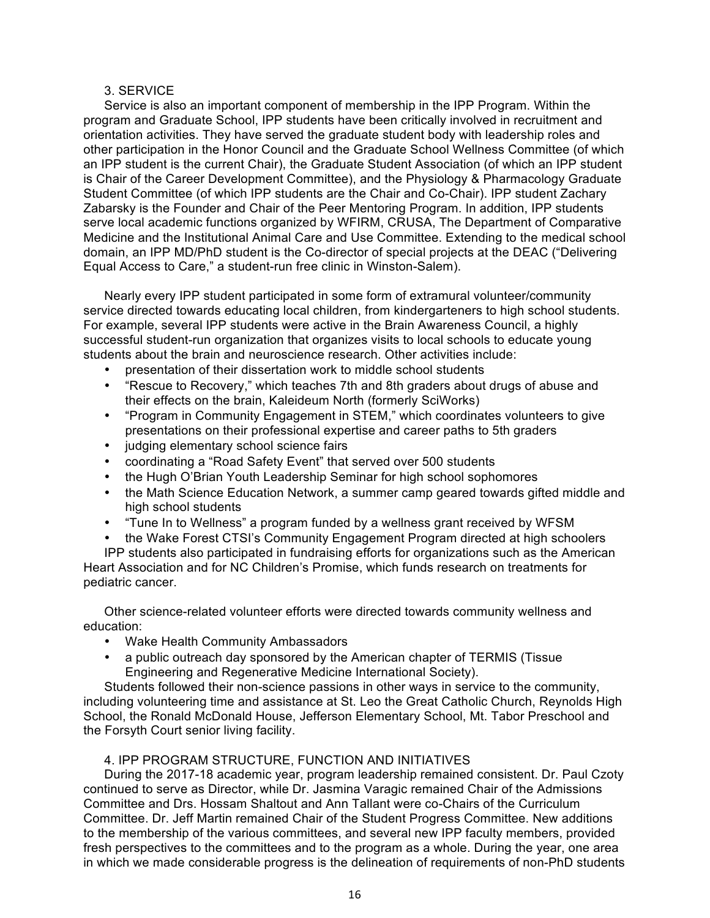## 3. SERVICE

Service is also an important component of membership in the IPP Program. Within the program and Graduate School, IPP students have been critically involved in recruitment and orientation activities. They have served the graduate student body with leadership roles and other participation in the Honor Council and the Graduate School Wellness Committee (of which an IPP student is the current Chair), the Graduate Student Association (of which an IPP student is Chair of the Career Development Committee), and the Physiology & Pharmacology Graduate Student Committee (of which IPP students are the Chair and Co-Chair). IPP student Zachary Zabarsky is the Founder and Chair of the Peer Mentoring Program. In addition, IPP students serve local academic functions organized by WFIRM, CRUSA, The Department of Comparative Medicine and the Institutional Animal Care and Use Committee. Extending to the medical school domain, an IPP MD/PhD student is the Co-director of special projects at the DEAC ("Delivering Equal Access to Care," a student-run free clinic in Winston-Salem).

Nearly every IPP student participated in some form of extramural volunteer/community service directed towards educating local children, from kindergarteners to high school students. For example, several IPP students were active in the Brain Awareness Council, a highly successful student-run organization that organizes visits to local schools to educate young students about the brain and neuroscience research. Other activities include:

- presentation of their dissertation work to middle school students
- "Rescue to Recovery," which teaches 7th and 8th graders about drugs of abuse and their effects on the brain, Kaleideum North (formerly SciWorks)
- "Program in Community Engagement in STEM," which coordinates volunteers to give presentations on their professional expertise and career paths to 5th graders
- judging elementary school science fairs
- coordinating a "Road Safety Event" that served over 500 students
- the Hugh O'Brian Youth Leadership Seminar for high school sophomores
- the Math Science Education Network, a summer camp geared towards gifted middle and high school students
- "Tune In to Wellness" a program funded by a wellness grant received by WFSM
- the Wake Forest CTSI's Community Engagement Program directed at high schoolers

IPP students also participated in fundraising efforts for organizations such as the American Heart Association and for NC Children's Promise, which funds research on treatments for pediatric cancer.

Other science-related volunteer efforts were directed towards community wellness and education:

- Wake Health Community Ambassadors
- a public outreach day sponsored by the American chapter of TERMIS (Tissue Engineering and Regenerative Medicine International Society).

Students followed their non-science passions in other ways in service to the community, including volunteering time and assistance at St. Leo the Great Catholic Church, Reynolds High School, the Ronald McDonald House, Jefferson Elementary School, Mt. Tabor Preschool and the Forsyth Court senior living facility.

## 4. IPP PROGRAM STRUCTURE, FUNCTION AND INITIATIVES

During the 2017-18 academic year, program leadership remained consistent. Dr. Paul Czoty continued to serve as Director, while Dr. Jasmina Varagic remained Chair of the Admissions Committee and Drs. Hossam Shaltout and Ann Tallant were co-Chairs of the Curriculum Committee. Dr. Jeff Martin remained Chair of the Student Progress Committee. New additions to the membership of the various committees, and several new IPP faculty members, provided fresh perspectives to the committees and to the program as a whole. During the year, one area in which we made considerable progress is the delineation of requirements of non-PhD students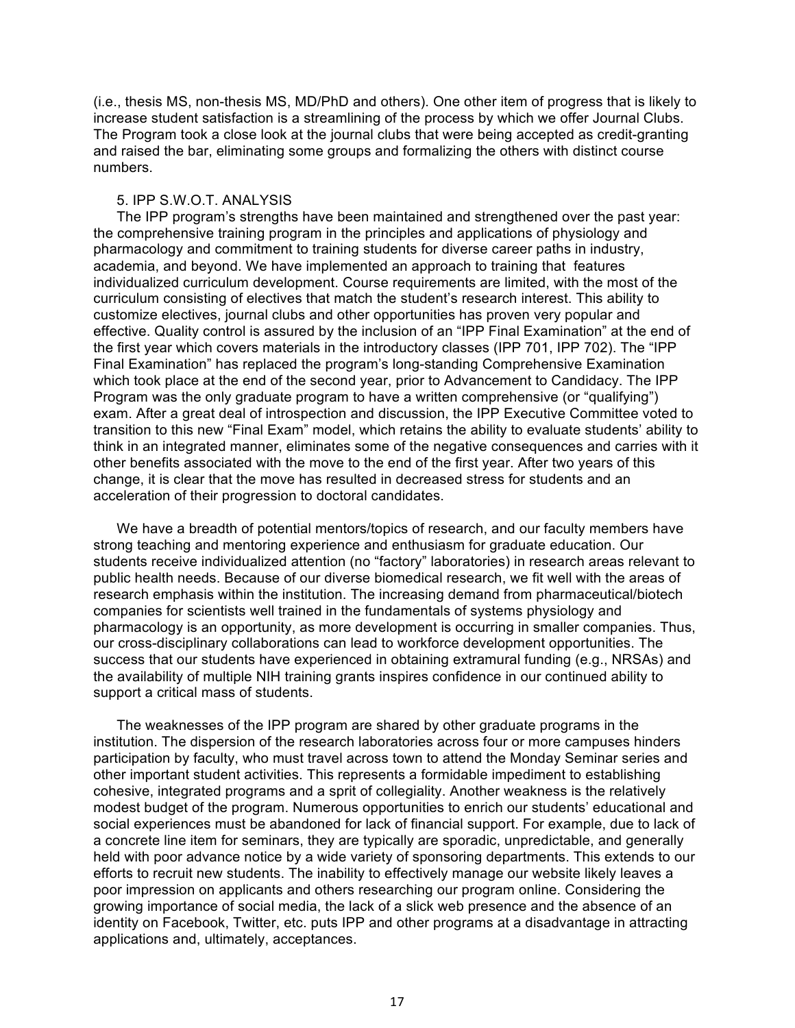(i.e., thesis MS, non-thesis MS, MD/PhD and others). One other item of progress that is likely to increase student satisfaction is a streamlining of the process by which we offer Journal Clubs. The Program took a close look at the journal clubs that were being accepted as credit-granting and raised the bar, eliminating some groups and formalizing the others with distinct course numbers.

## 5. IPP S.W.O.T. ANALYSIS

The IPP program's strengths have been maintained and strengthened over the past year: the comprehensive training program in the principles and applications of physiology and pharmacology and commitment to training students for diverse career paths in industry, academia, and beyond. We have implemented an approach to training that features individualized curriculum development. Course requirements are limited, with the most of the curriculum consisting of electives that match the student's research interest. This ability to customize electives, journal clubs and other opportunities has proven very popular and effective. Quality control is assured by the inclusion of an "IPP Final Examination" at the end of the first year which covers materials in the introductory classes (IPP 701, IPP 702). The "IPP Final Examination" has replaced the program's long-standing Comprehensive Examination which took place at the end of the second year, prior to Advancement to Candidacy. The IPP Program was the only graduate program to have a written comprehensive (or "qualifying") exam. After a great deal of introspection and discussion, the IPP Executive Committee voted to transition to this new "Final Exam" model, which retains the ability to evaluate students' ability to think in an integrated manner, eliminates some of the negative consequences and carries with it other benefits associated with the move to the end of the first year. After two years of this change, it is clear that the move has resulted in decreased stress for students and an acceleration of their progression to doctoral candidates.

We have a breadth of potential mentors/topics of research, and our faculty members have strong teaching and mentoring experience and enthusiasm for graduate education. Our students receive individualized attention (no "factory" laboratories) in research areas relevant to public health needs. Because of our diverse biomedical research, we fit well with the areas of research emphasis within the institution. The increasing demand from pharmaceutical/biotech companies for scientists well trained in the fundamentals of systems physiology and pharmacology is an opportunity, as more development is occurring in smaller companies. Thus, our cross-disciplinary collaborations can lead to workforce development opportunities. The success that our students have experienced in obtaining extramural funding (e.g., NRSAs) and the availability of multiple NIH training grants inspires confidence in our continued ability to support a critical mass of students.

The weaknesses of the IPP program are shared by other graduate programs in the institution. The dispersion of the research laboratories across four or more campuses hinders participation by faculty, who must travel across town to attend the Monday Seminar series and other important student activities. This represents a formidable impediment to establishing cohesive, integrated programs and a sprit of collegiality. Another weakness is the relatively modest budget of the program. Numerous opportunities to enrich our students' educational and social experiences must be abandoned for lack of financial support. For example, due to lack of a concrete line item for seminars, they are typically are sporadic, unpredictable, and generally held with poor advance notice by a wide variety of sponsoring departments. This extends to our efforts to recruit new students. The inability to effectively manage our website likely leaves a poor impression on applicants and others researching our program online. Considering the growing importance of social media, the lack of a slick web presence and the absence of an identity on Facebook, Twitter, etc. puts IPP and other programs at a disadvantage in attracting applications and, ultimately, acceptances.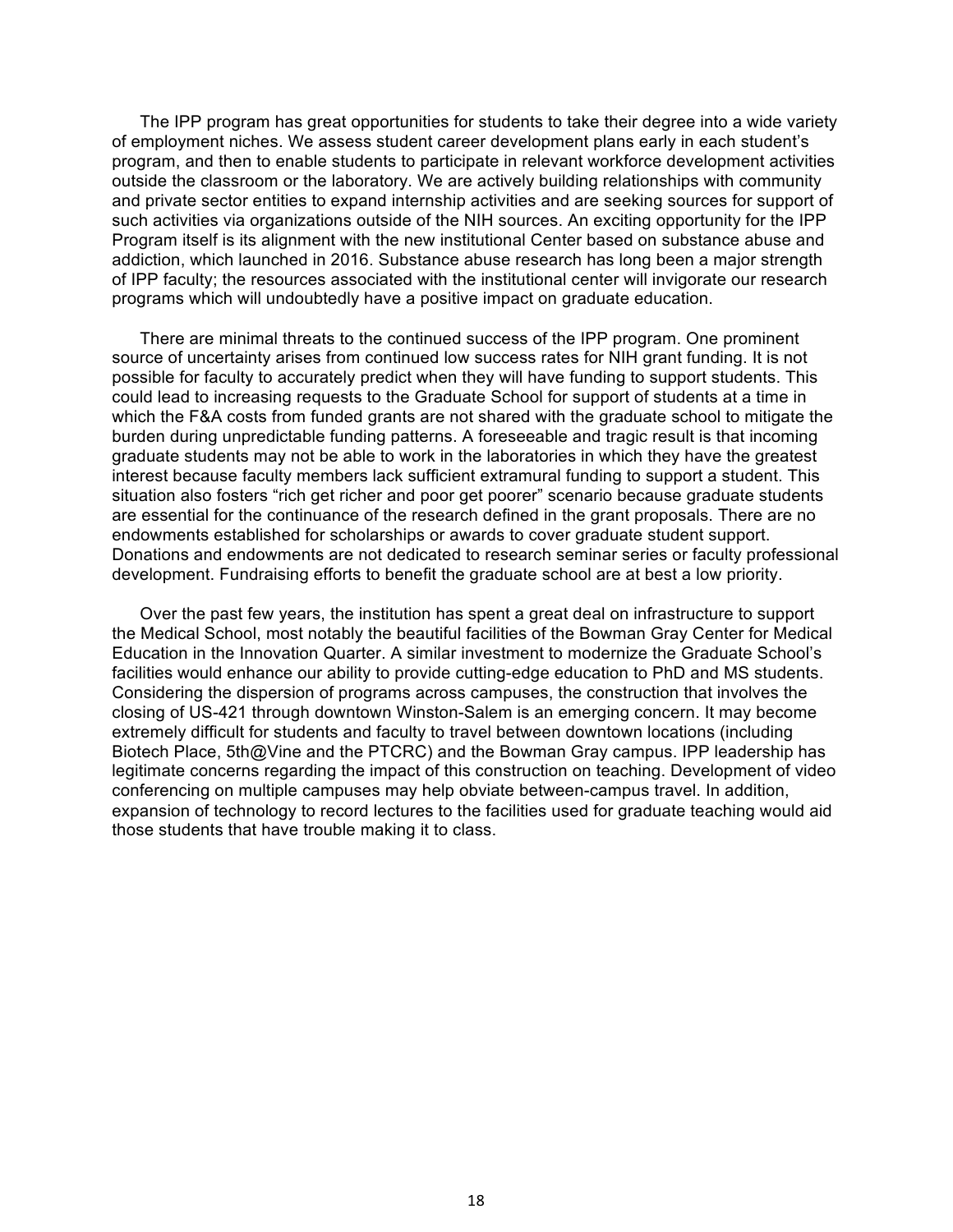The IPP program has great opportunities for students to take their degree into a wide variety of employment niches. We assess student career development plans early in each student's program, and then to enable students to participate in relevant workforce development activities outside the classroom or the laboratory. We are actively building relationships with community and private sector entities to expand internship activities and are seeking sources for support of such activities via organizations outside of the NIH sources. An exciting opportunity for the IPP Program itself is its alignment with the new institutional Center based on substance abuse and addiction, which launched in 2016. Substance abuse research has long been a major strength of IPP faculty; the resources associated with the institutional center will invigorate our research programs which will undoubtedly have a positive impact on graduate education.

There are minimal threats to the continued success of the IPP program. One prominent source of uncertainty arises from continued low success rates for NIH grant funding. It is not possible for faculty to accurately predict when they will have funding to support students. This could lead to increasing requests to the Graduate School for support of students at a time in which the F&A costs from funded grants are not shared with the graduate school to mitigate the burden during unpredictable funding patterns. A foreseeable and tragic result is that incoming graduate students may not be able to work in the laboratories in which they have the greatest interest because faculty members lack sufficient extramural funding to support a student. This situation also fosters "rich get richer and poor get poorer" scenario because graduate students are essential for the continuance of the research defined in the grant proposals. There are no endowments established for scholarships or awards to cover graduate student support. Donations and endowments are not dedicated to research seminar series or faculty professional development. Fundraising efforts to benefit the graduate school are at best a low priority.

Over the past few years, the institution has spent a great deal on infrastructure to support the Medical School, most notably the beautiful facilities of the Bowman Gray Center for Medical Education in the Innovation Quarter. A similar investment to modernize the Graduate School's facilities would enhance our ability to provide cutting-edge education to PhD and MS students. Considering the dispersion of programs across campuses, the construction that involves the closing of US-421 through downtown Winston-Salem is an emerging concern. It may become extremely difficult for students and faculty to travel between downtown locations (including Biotech Place, 5th@Vine and the PTCRC) and the Bowman Gray campus. IPP leadership has legitimate concerns regarding the impact of this construction on teaching. Development of video conferencing on multiple campuses may help obviate between-campus travel. In addition, expansion of technology to record lectures to the facilities used for graduate teaching would aid those students that have trouble making it to class.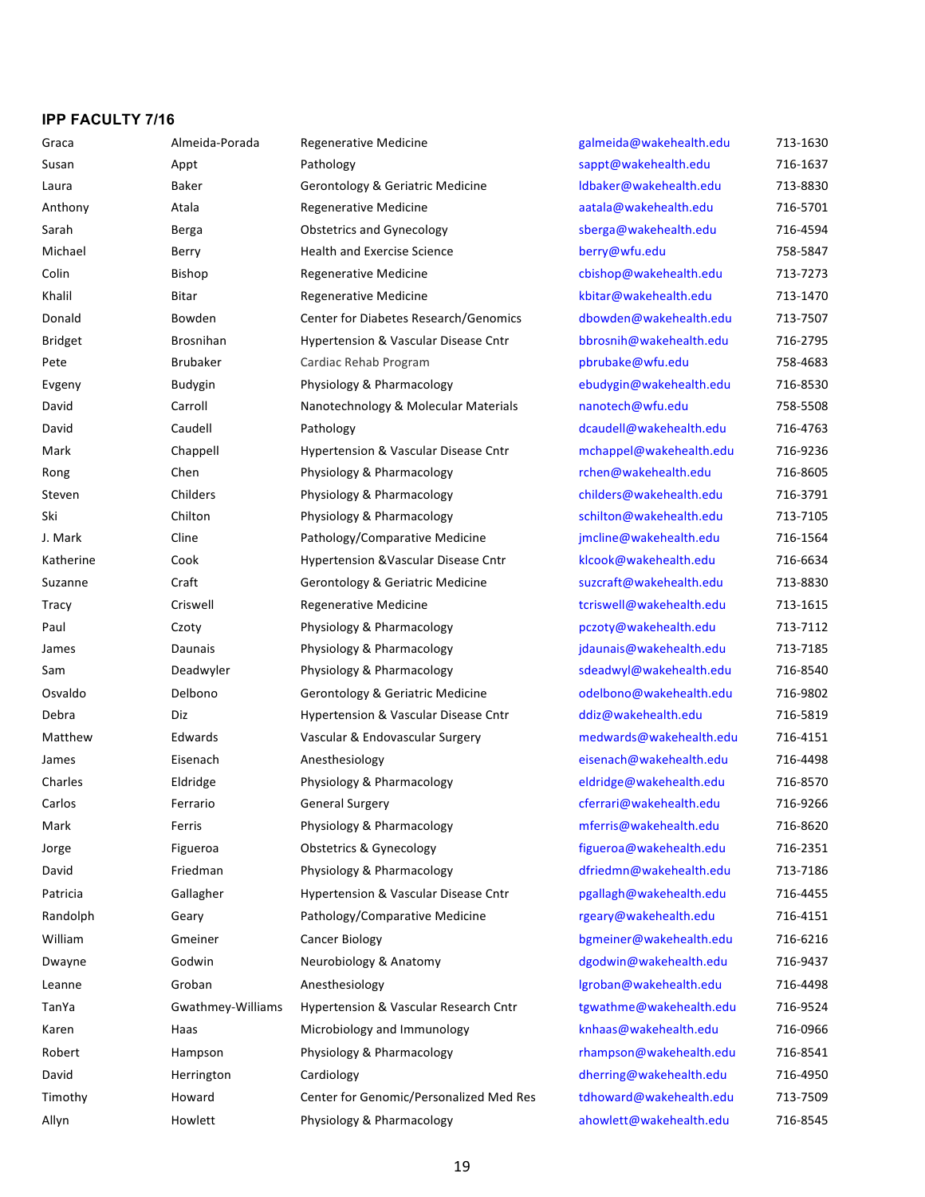**IPP FACULTY 7/16**

| | | | | |
|---|---|---|---|---|
| Graca | Almeida-Porada | Regenerative Medicine | galmeida@wakehealth.edu | 713-1630 |
| Susan | Appt | Pathology | sappt@wakehealth.edu | 716-1637 |
| Laura | Baker | Gerontology & Geriatric Medicine | ldbaker@wakehealth.edu | 713-8830 |
| Anthony | Atala | Regenerative Medicine | aatala@wakehealth.edu | 716-5701 |
| Sarah | Berga | Obstetrics and Gynecology | sberga@wakehealth.edu | 716-4594 |
| Michael | Berry | Health and Exercise Science | berry@wfu.edu | 758-5847 |
| Colin | Bishop | Regenerative Medicine | cbishop@wakehealth.edu | 713-7273 |
| Khalil | Bitar | Regenerative Medicine | kbitar@wakehealth.edu | 713-1470 |
| Donald | Bowden | Center for Diabetes Research/Genomics | dbowden@wakehealth.edu | 713-7507 |
| Bridget | Brosnihan | Hypertension & Vascular Disease Cntr | bbrosnih@wakehealth.edu | 716-2795 |
| Pete | Brubaker | Cardiac Rehab Program | pbrubake@wfu.edu | 758-4683 |
| Evgeny | Budygin | Physiology & Pharmacology | ebudygin@wakehealth.edu | 716-8530 |
| David | Carroll | Nanotechnology & Molecular Materials | nanotech@wfu.edu | 758-5508 |
| David | Caudell | Pathology | dcaudell@wakehealth.edu | 716-4763 |
| Mark | Chappell | Hypertension & Vascular Disease Cntr | mchappel@wakehealth.edu | 716-9236 |
| Rong | Chen | Physiology & Pharmacology | rchen@wakehealth.edu | 716-8605 |
| Steven | Childers | Physiology & Pharmacology | childers@wakehealth.edu | 716-3791 |
| Ski | Chilton | Physiology & Pharmacology | schilton@wakehealth.edu | 713-7105 |
| J. Mark | Cline | Pathology/Comparative Medicine | jmcline@wakehealth.edu | 716-1564 |
| Katherine | Cook | Hypertension &Vascular Disease Cntr | klcook@wakehealth.edu | 716-6634 |
| Suzanne | Craft | Gerontology & Geriatric Medicine | suzcraft@wakehealth.edu | 713-8830 |
| Tracy | Criswell | Regenerative Medicine | tcriswell@wakehealth.edu | 713-1615 |
| Paul | Czoty | Physiology & Pharmacology | pczoty@wakehealth.edu | 713-7112 |
| James | Daunais | Physiology & Pharmacology | jdaunais@wakehealth.edu | 713-7185 |
| Sam | Deadwyler | Physiology & Pharmacology | sdeadwyl@wakehealth.edu | 716-8540 |
| Osvaldo | Delbono | Gerontology & Geriatric Medicine | odelbono@wakehealth.edu | 716-9802 |
| Debra | Diz | Hypertension & Vascular Disease Cntr | ddiz@wakehealth.edu | 716-5819 |
| Matthew | Edwards | Vascular & Endovascular Surgery | medwards@wakehealth.edu | 716-4151 |
| James | Eisenach | Anesthesiology | eisenach@wakehealth.edu | 716-4498 |
| Charles | Eldridge | Physiology & Pharmacology | eldridge@wakehealth.edu | 716-8570 |
| Carlos | Ferrario | General Surgery | cferrari@wakehealth.edu | 716-9266 |
| Mark | Ferris | Physiology & Pharmacology | mferris@wakehealth.edu | 716-8620 |
| Jorge | Figueroa | Obstetrics & Gynecology | figueroa@wakehealth.edu | 716-2351 |
| David | Friedman | Physiology & Pharmacology | dfriedmn@wakehealth.edu | 713-7186 |
| Patricia | Gallagher | Hypertension & Vascular Disease Cntr | pgallagh@wakehealth.edu | 716-4455 |
| Randolph | Geary | Pathology/Comparative Medicine | rgeary@wakehealth.edu | 716-4151 |
| William | Gmeiner | Cancer Biology | bgmeiner@wakehealth.edu | 716-6216 |
| Dwayne | Godwin | Neurobiology & Anatomy | dgodwin@wakehealth.edu | 716-9437 |
| Leanne | Groban | Anesthesiology | lgroban@wakehealth.edu | 716-4498 |
| TanYa | Gwathmey-Williams | Hypertension & Vascular Research Cntr | tgwathme@wakehealth.edu | 716-9524 |
| Karen | Haas | Microbiology and Immunology | knhaas@wakehealth.edu | 716-0966 |
| Robert | Hampson | Physiology & Pharmacology | rhampson@wakehealth.edu | 716-8541 |
| David | Herrington | Cardiology | dherring@wakehealth.edu | 716-4950 |
| Timothy | Howard | Center for Genomic/Personalized Med Res | tdhoward@wakehealth.edu | 713-7509 |
| Allyn | Howlett | Physiology & Pharmacology | ahowlett@wakehealth.edu | 716-8545 |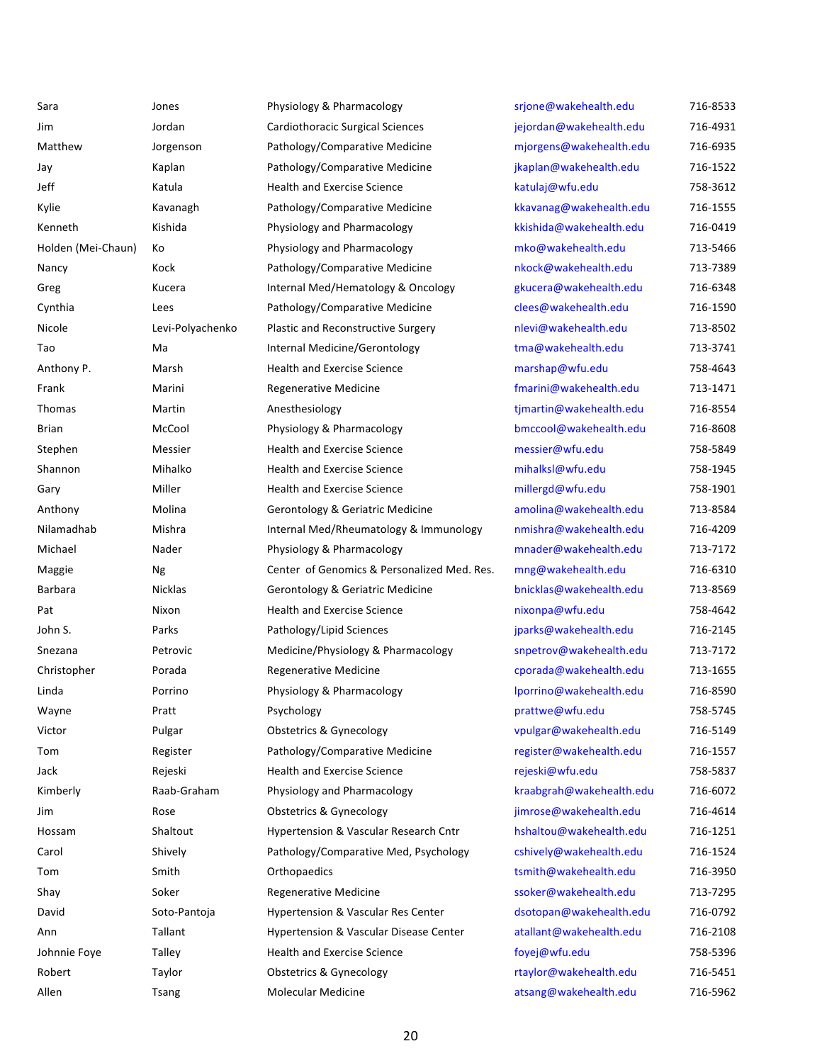| | | | | |
|---|---|---|---|---|
| Sara | Jones | Physiology & Pharmacology | srjone@wakehealth.edu | 716-8533 |
| Jim | Jordan | Cardiothoracic Surgical Sciences | jejordan@wakehealth.edu | 716-4931 |
| Matthew | Jorgenson | Pathology/Comparative Medicine | mjorgens@wakehealth.edu | 716-6935 |
| Jay | Kaplan | Pathology/Comparative Medicine | jkaplan@wakehealth.edu | 716-1522 |
| Jeff | Katula | Health and Exercise Science | katulaj@wfu.edu | 758-3612 |
| Kylie | Kavanagh | Pathology/Comparative Medicine | kkavanag@wakehealth.edu | 716-1555 |
| Kenneth | Kishida | Physiology and Pharmacology | kkishida@wakehealth.edu | 716-0419 |
| Holden (Mei-Chaun) | Ko | Physiology and Pharmacology | mko@wakehealth.edu | 713-5466 |
| Nancy | Kock | Pathology/Comparative Medicine | nkock@wakehealth.edu | 713-7389 |
| Greg | Kucera | Internal Med/Hematology & Oncology | gkucera@wakehealth.edu | 716-6348 |
| Cynthia | Lees | Pathology/Comparative Medicine | clees@wakehealth.edu | 716-1590 |
| Nicole | Levi-Polyachenko | Plastic and Reconstructive Surgery | nlevi@wakehealth.edu | 713-8502 |
| Tao | Ma | Internal Medicine/Gerontology | tma@wakehealth.edu | 713-3741 |
| Anthony P. | Marsh | Health and Exercise Science | marshap@wfu.edu | 758-4643 |
| Frank | Marini | Regenerative Medicine | fmarini@wakehealth.edu | 713-1471 |
| Thomas | Martin | Anesthesiology | tjmartin@wakehealth.edu | 716-8554 |
| Brian | McCool | Physiology & Pharmacology | bmccool@wakehealth.edu | 716-8608 |
| Stephen | Messier | Health and Exercise Science | messier@wfu.edu | 758-5849 |
| Shannon | Mihalko | Health and Exercise Science | mihalksl@wfu.edu | 758-1945 |
| Gary | Miller | Health and Exercise Science | millergd@wfu.edu | 758-1901 |
| Anthony | Molina | Gerontology & Geriatric Medicine | amolina@wakehealth.edu | 713-8584 |
| Nilamadhab | Mishra | Internal Med/Rheumatology & Immunology | nmishra@wakehealth.edu | 716-4209 |
| Michael | Nader | Physiology & Pharmacology | mnader@wakehealth.edu | 713-7172 |
| Maggie | Ng | Center of Genomics & Personalized Med. Res. | mng@wakehealth.edu | 716-6310 |
| Barbara | Nicklas | Gerontology & Geriatric Medicine | bnicklas@wakehealth.edu | 713-8569 |
| Pat | Nixon | Health and Exercise Science | nixonpa@wfu.edu | 758-4642 |
| John S. | Parks | Pathology/Lipid Sciences | jparks@wakehealth.edu | 716-2145 |
| Snezana | Petrovic | Medicine/Physiology & Pharmacology | snpetrov@wakehealth.edu | 713-7172 |
| Christopher | Porada | Regenerative Medicine | cporada@wakehealth.edu | 713-1655 |
| Linda | Porrino | Physiology & Pharmacology | lporrino@wakehealth.edu | 716-8590 |
| Wayne | Pratt | Psychology | prattwe@wfu.edu | 758-5745 |
| Victor | Pulgar | Obstetrics & Gynecology | vpulgar@wakehealth.edu | 716-5149 |
| Tom | Register | Pathology/Comparative Medicine | register@wakehealth.edu | 716-1557 |
| Jack | Rejeski | Health and Exercise Science | rejeski@wfu.edu | 758-5837 |
| Kimberly | Raab-Graham | Physiology and Pharmacology | kraabgrah@wakehealth.edu | 716-6072 |
| Jim | Rose | Obstetrics & Gynecology | jimrose@wakehealth.edu | 716-4614 |
| Hossam | Shaltout | Hypertension & Vascular Research Cntr | hshaltou@wakehealth.edu | 716-1251 |
| Carol | Shively | Pathology/Comparative Med, Psychology | cshively@wakehealth.edu | 716-1524 |
| Tom | Smith | Orthopaedics | tsmith@wakehealth.edu | 716-3950 |
| Shay | Soker | Regenerative Medicine | ssoker@wakehealth.edu | 713-7295 |
| David | Soto-Pantoja | Hypertension & Vascular Res Center | dsotopan@wakehealth.edu | 716-0792 |
| Ann | Tallant | Hypertension & Vascular Disease Center | atallant@wakehealth.edu | 716-2108 |
| Johnnie Foye | Talley | Health and Exercise Science | foyej@wfu.edu | 758-5396 |
| Robert | Taylor | Obstetrics & Gynecology | rtaylor@wakehealth.edu | 716-5451 |
| Allen | Tsang | Molecular Medicine | atsang@wakehealth.edu | 716-5962 |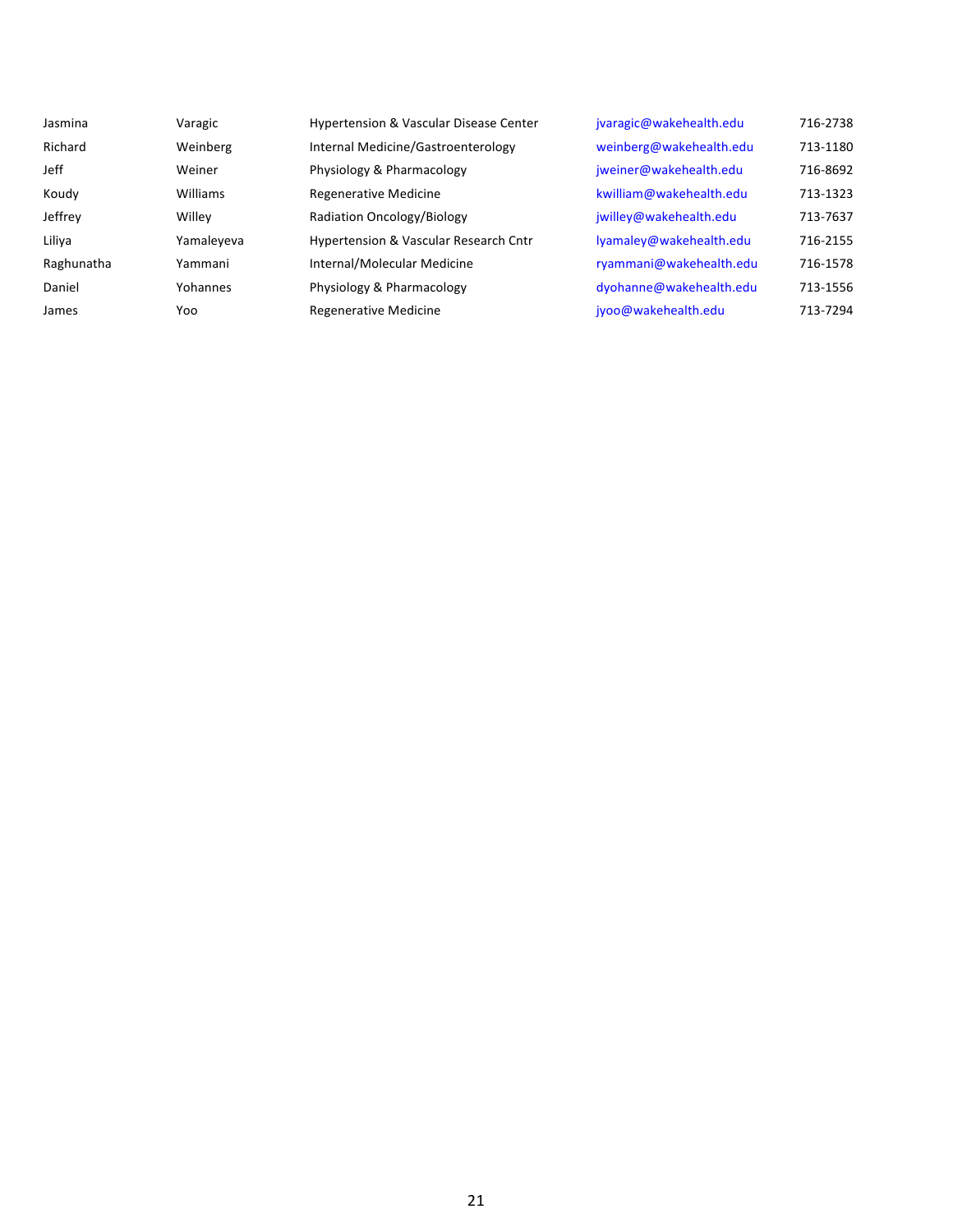| | | | | |
|---|---|---|---|---|
| Jasmina | Varagic | Hypertension & Vascular Disease Center | jvaragic@wakehealth.edu | 716-2738 |
| Richard | Weinberg | Internal Medicine/Gastroenterology | weinberg@wakehealth.edu | 713-1180 |
| Jeff | Weiner | Physiology & Pharmacology | jweiner@wakehealth.edu | 716-8692 |
| Koudy | Williams | Regenerative Medicine | kwilliam@wakehealth.edu | 713-1323 |
| Jeffrey | Willey | Radiation Oncology/Biology | jwilley@wakehealth.edu | 713-7637 |
| Liliya | Yamaleyeva | Hypertension & Vascular Research Cntr | lyamaley@wakehealth.edu | 716-2155 |
| Raghunatha | Yammani | Internal/Molecular Medicine | ryammani@wakehealth.edu | 716-1578 |
| Daniel | Yohannes | Physiology & Pharmacology | dyohanne@wakehealth.edu | 713-1556 |
| James | Yoo | Regenerative Medicine | jyoo@wakehealth.edu | 713-7294 |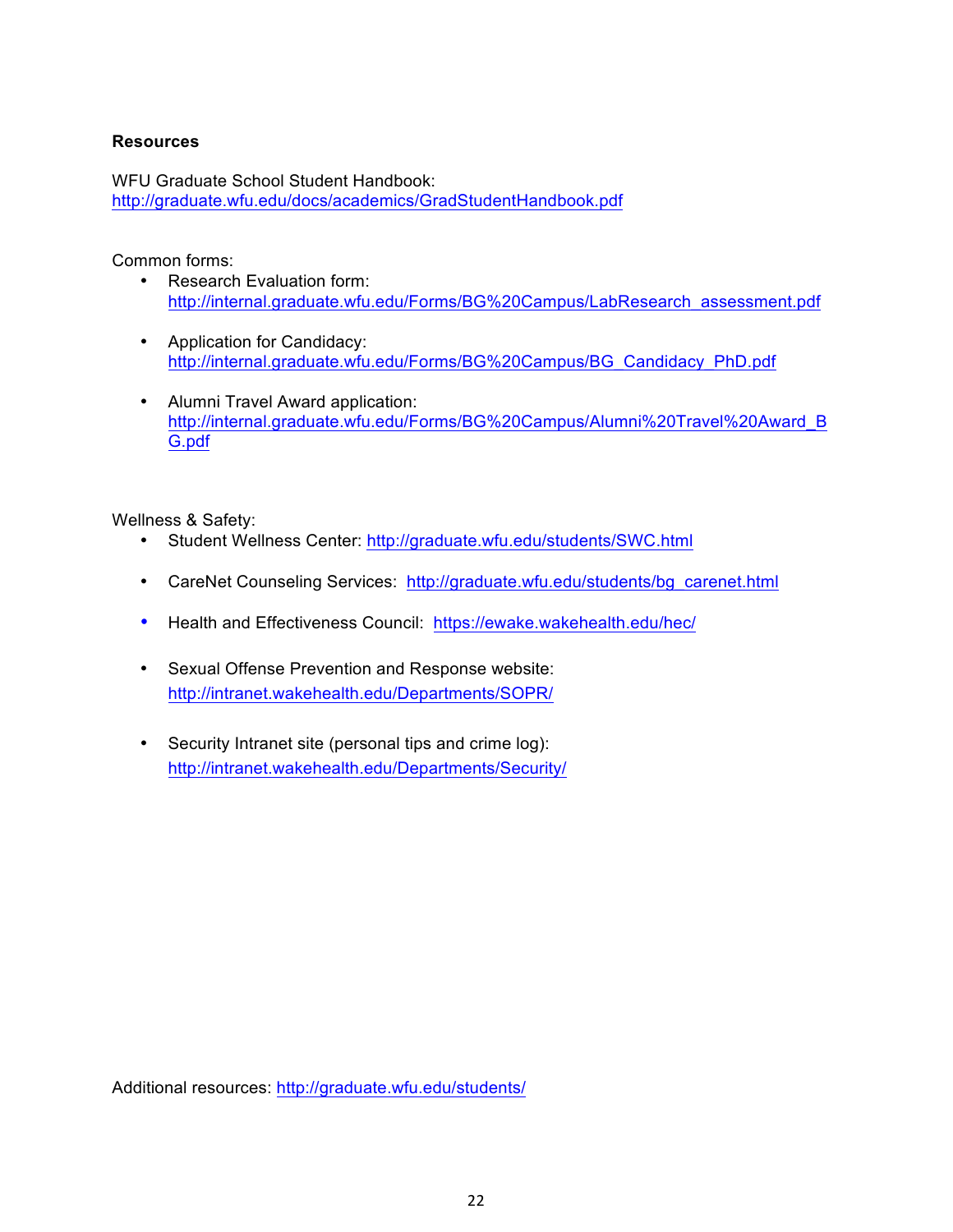**Resources**

WFU Graduate School Student Handbook:
http://graduate.wfu.edu/docs/academics/GradStudentHandbook.pdf

Common forms:

- Research Evaluation form:
  http://internal.graduate.wfu.edu/Forms/BG%20Campus/LabResearch_assessment.pdf
- Application for Candidacy:
  http://internal.graduate.wfu.edu/Forms/BG%20Campus/BG_Candidacy_PhD.pdf
- Alumni Travel Award application:
  http://internal.graduate.wfu.edu/Forms/BG%20Campus/Alumni%20Travel%20Award_BG.pdf

Wellness & Safety:

- Student Wellness Center: http://graduate.wfu.edu/students/SWC.html
- CareNet Counseling Services: http://graduate.wfu.edu/students/bg_carenet.html
- Health and Effectiveness Council: https://ewake.wakehealth.edu/hec/
- Sexual Offense Prevention and Response website:
  http://intranet.wakehealth.edu/Departments/SOPR/
- Security Intranet site (personal tips and crime log):
  http://intranet.wakehealth.edu/Departments/Security/

Additional resources: http://graduate.wfu.edu/students/